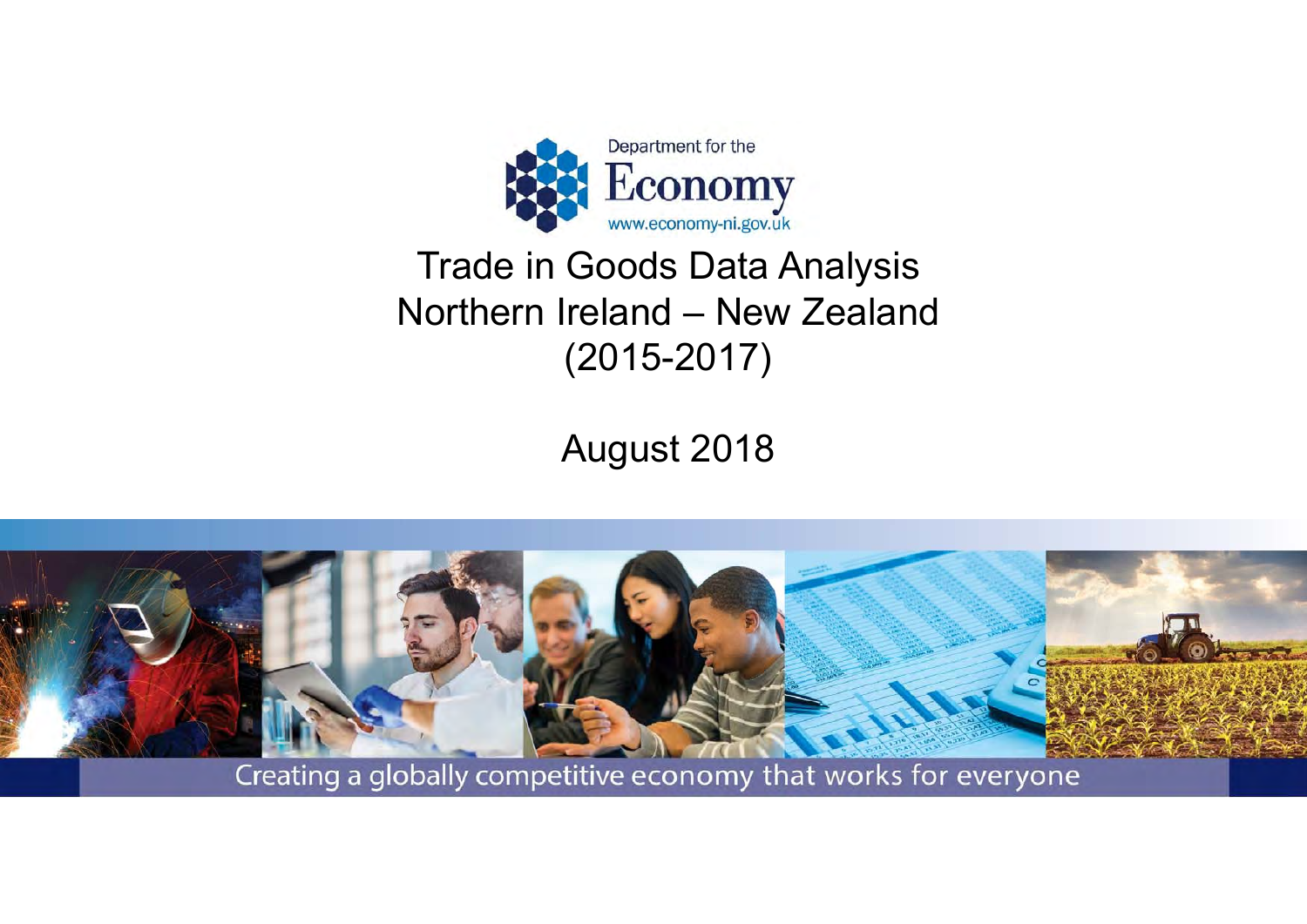Department for the Economy
www.economy-ni.gov.uk

# Trade in Goods Data Analysis Northern Ireland – New Zealand (2015-2017)

August 2018

Creating a globally competitive economy that works for everyone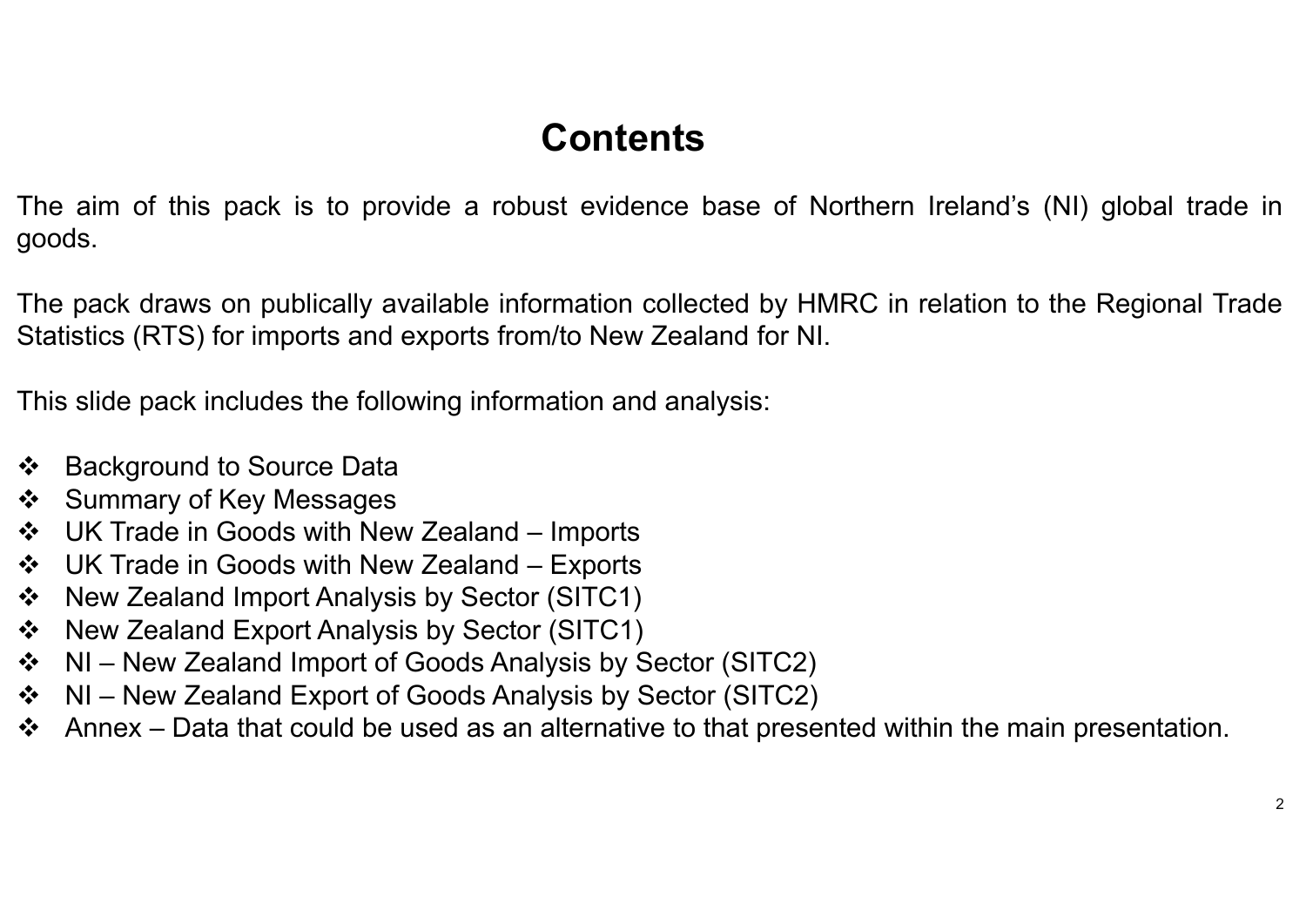# Contents

The aim of this pack is to provide a robust evidence base of Northern Ireland's (NI) global trade in goods.

The pack draws on publically available information collected by HMRC in relation to the Regional Trade Statistics (RTS) for imports and exports from/to New Zealand for NI.

This slide pack includes the following information and analysis:

- Background to Source Data
- Summary of Key Messages
- UK Trade in Goods with New Zealand – Imports
- UK Trade in Goods with New Zealand – Exports
- New Zealand Import Analysis by Sector (SITC1)
- New Zealand Export Analysis by Sector (SITC1)
- NI – New Zealand Import of Goods Analysis by Sector (SITC2)
- NI – New Zealand Export of Goods Analysis by Sector (SITC2)
- Annex – Data that could be used as an alternative to that presented within the main presentation.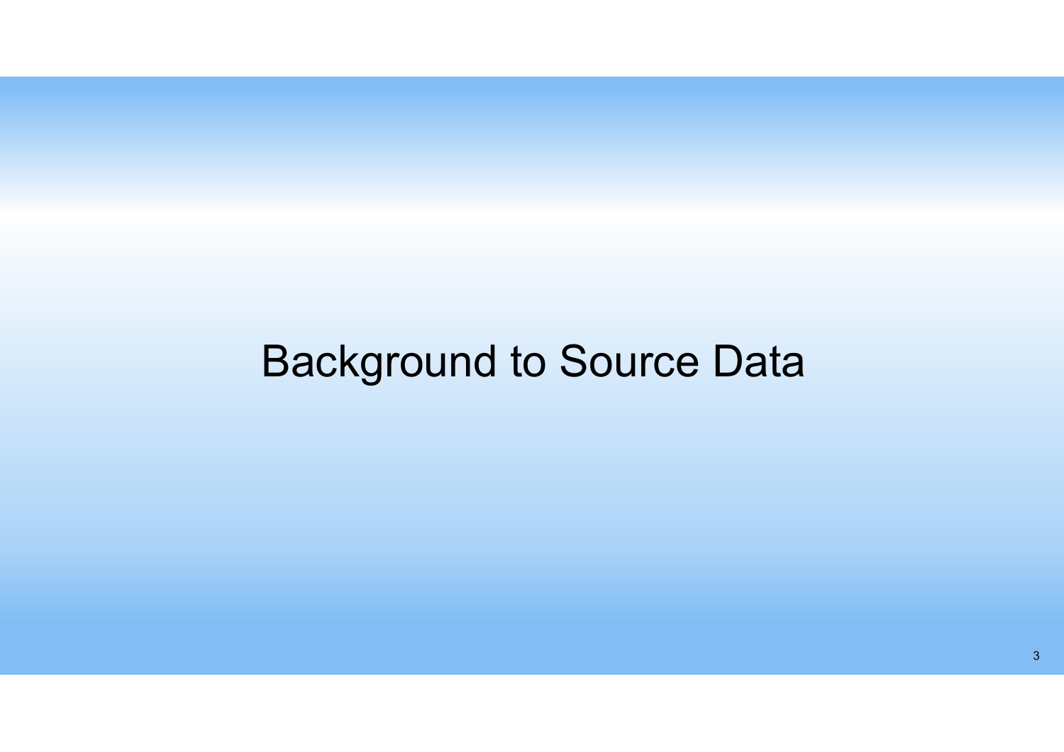# Background to Source Data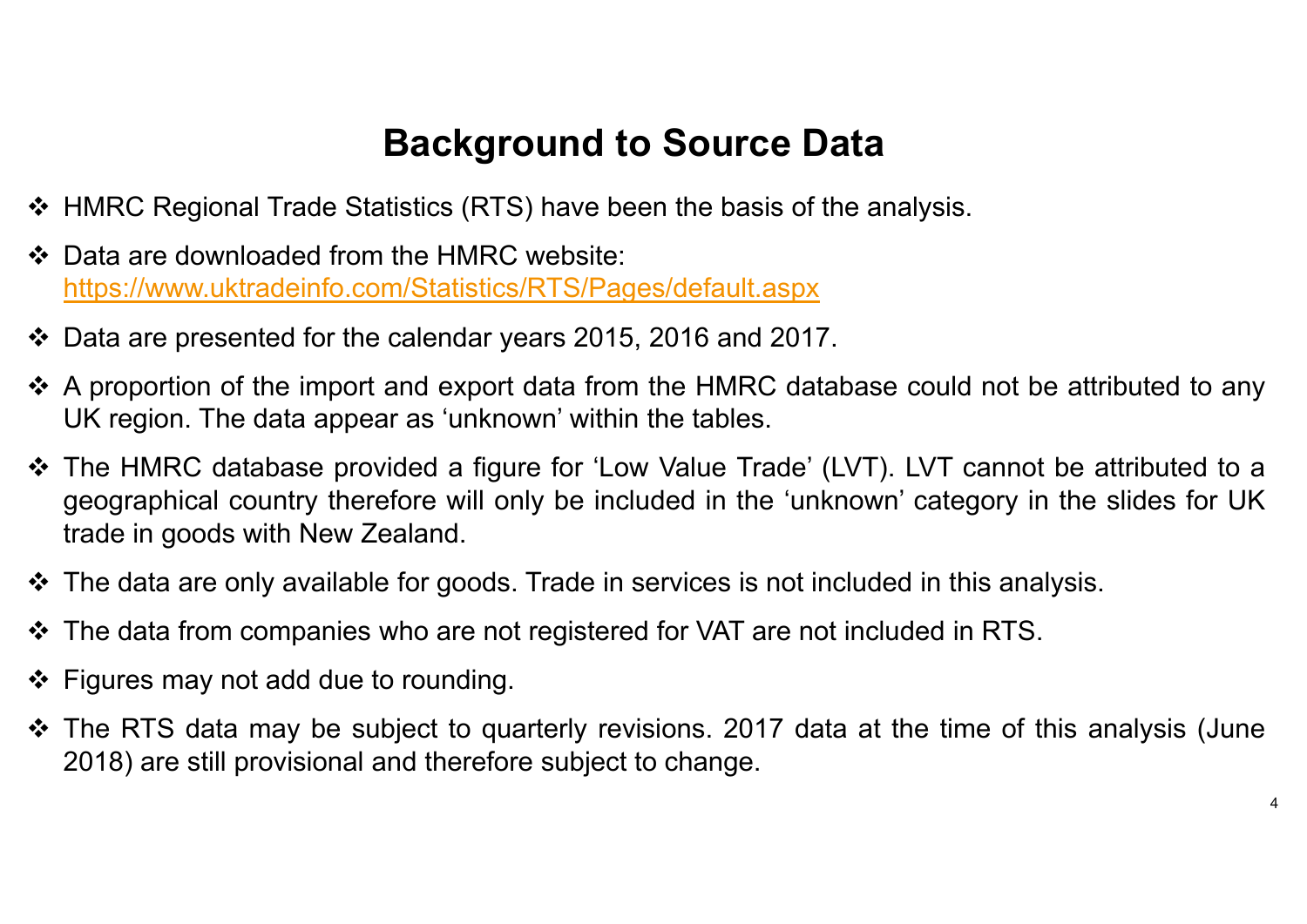# Background to Source Data

- HMRC Regional Trade Statistics (RTS) have been the basis of the analysis.
- Data are downloaded from the HMRC website: [https://www.uktradeinfo.com/Statistics/RTS/Pages/default.aspx](https://www.uktradeinfo.com/Statistics/RTS/Pages/default.aspx)
- Data are presented for the calendar years 2015, 2016 and 2017.
- A proportion of the import and export data from the HMRC database could not be attributed to any UK region. The data appear as 'unknown' within the tables.
- The HMRC database provided a figure for 'Low Value Trade' (LVT). LVT cannot be attributed to a geographical country therefore will only be included in the 'unknown' category in the slides for UK trade in goods with New Zealand.
- The data are only available for goods. Trade in services is not included in this analysis.
- The data from companies who are not registered for VAT are not included in RTS.
- Figures may not add due to rounding.
- The RTS data may be subject to quarterly revisions. 2017 data at the time of this analysis (June 2018) are still provisional and therefore subject to change.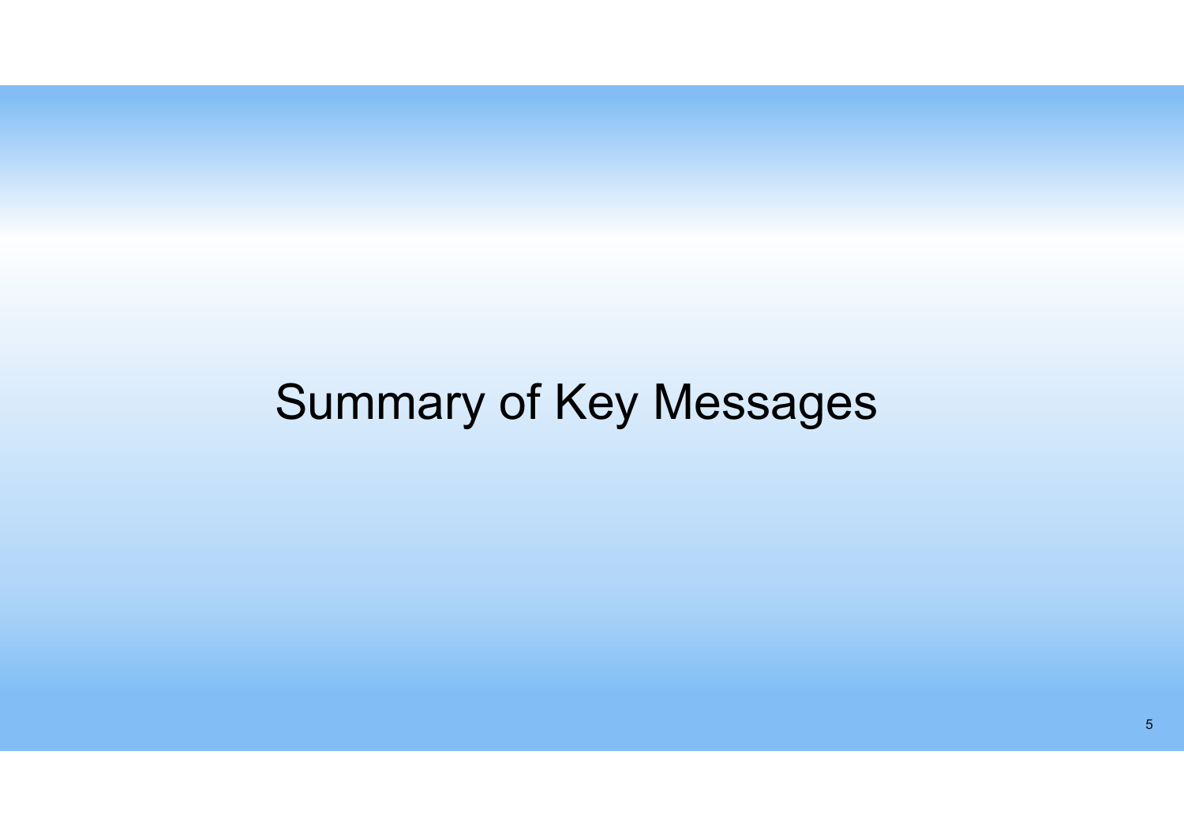# Summary of Key Messages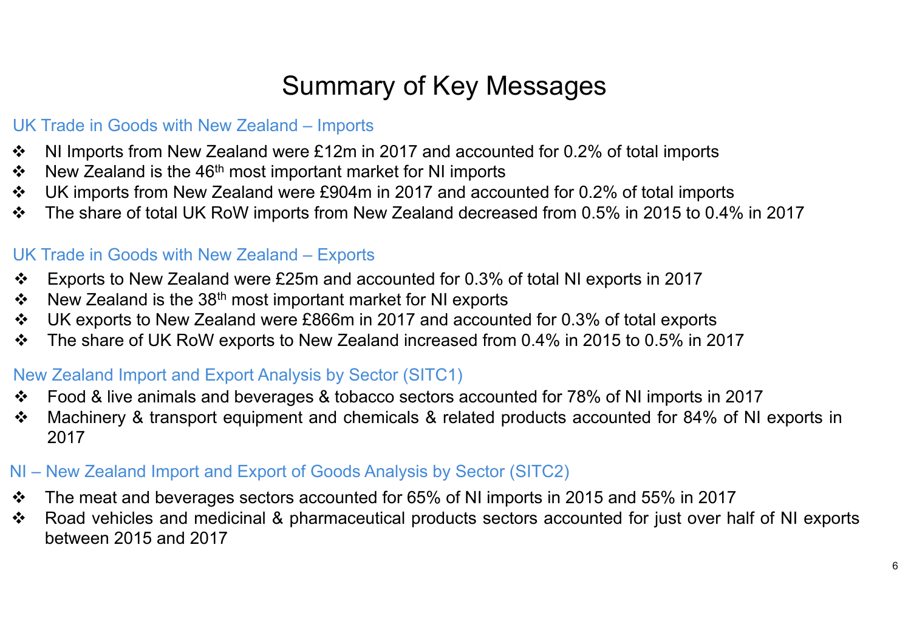# Summary of Key Messages

## UK Trade in Goods with New Zealand – Imports

- NI Imports from New Zealand were £12m in 2017 and accounted for 0.2% of total imports
- New Zealand is the 46th most important market for NI imports
- UK imports from New Zealand were £904m in 2017 and accounted for 0.2% of total imports
- The share of total UK RoW imports from New Zealand decreased from 0.5% in 2015 to 0.4% in 2017

## UK Trade in Goods with New Zealand – Exports

- Exports to New Zealand were £25m and accounted for 0.3% of total NI exports in 2017
- New Zealand is the 38th most important market for NI exports
- UK exports to New Zealand were £866m in 2017 and accounted for 0.3% of total exports
- The share of UK RoW exports to New Zealand increased from 0.4% in 2015 to 0.5% in 2017

## New Zealand Import and Export Analysis by Sector (SITC1)

- Food & live animals and beverages & tobacco sectors accounted for 78% of NI imports in 2017
- Machinery & transport equipment and chemicals & related products accounted for 84% of NI exports in 2017

## NI – New Zealand Import and Export of Goods Analysis by Sector (SITC2)

- The meat and beverages sectors accounted for 65% of NI imports in 2015 and 55% in 2017
- Road vehicles and medicinal & pharmaceutical products sectors accounted for just over half of NI exports between 2015 and 2017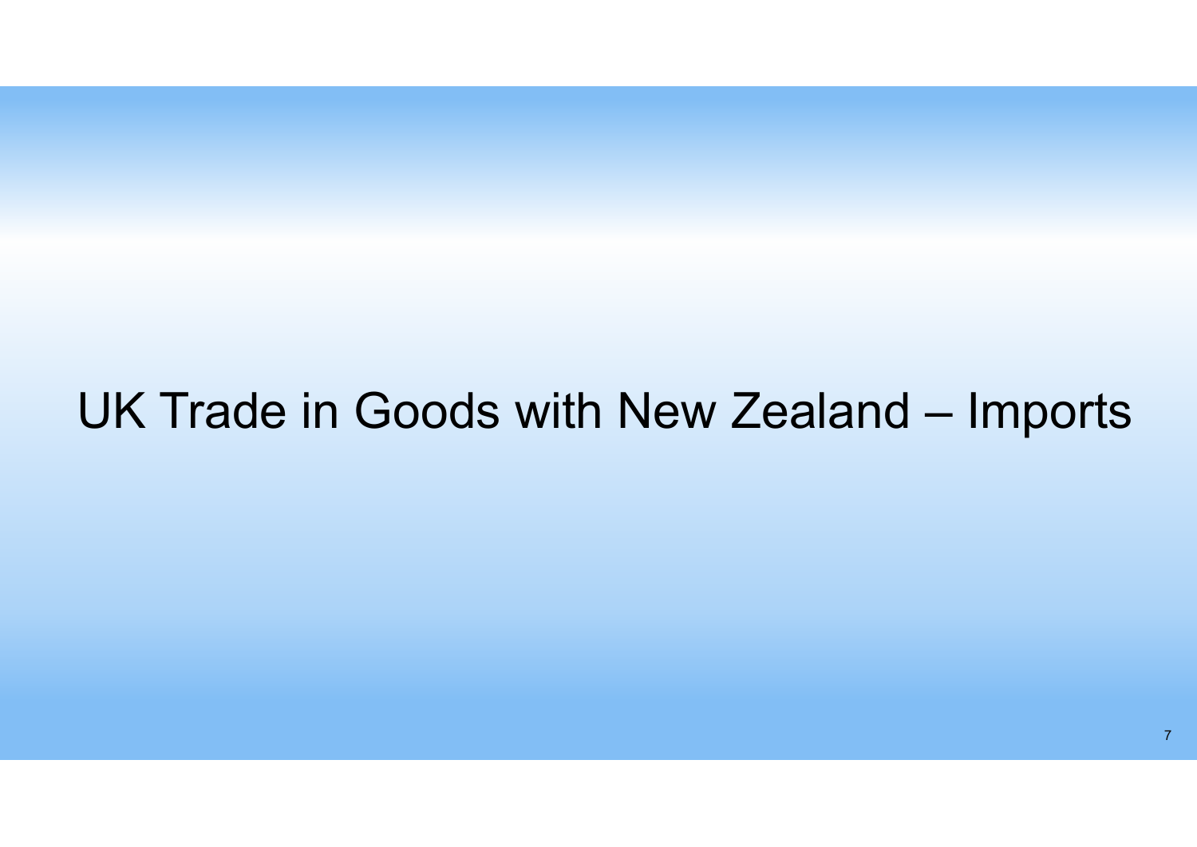# UK Trade in Goods with New Zealand – Imports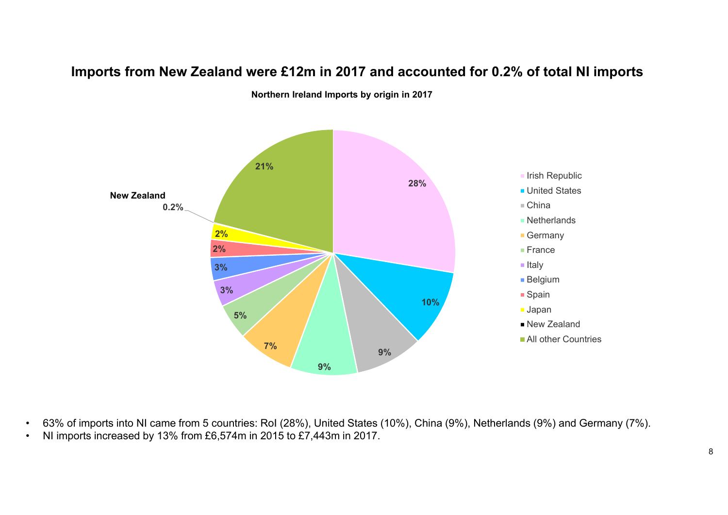# Imports from New Zealand were £12m in 2017 and accounted for 0.2% of total NI imports

**Northern Ireland Imports by origin in 2017**

| Origin | Share |
|---|---|
| Irish Republic | 28% |
| United States | 10% |
| China | 9% |
| Netherlands | 9% |
| Germany | 7% |
| France | 5% |
| Italy | 3% |
| Belgium | 3% |
| Spain | 2% |
| Japan | 2% |
| New Zealand | 0.2% |
| All other Countries | 21% |

- 63% of imports into NI came from 5 countries: RoI (28%), United States (10%), China (9%), Netherlands (9%) and Germany (7%).
- NI imports increased by 13% from £6,574m in 2015 to £7,443m in 2017.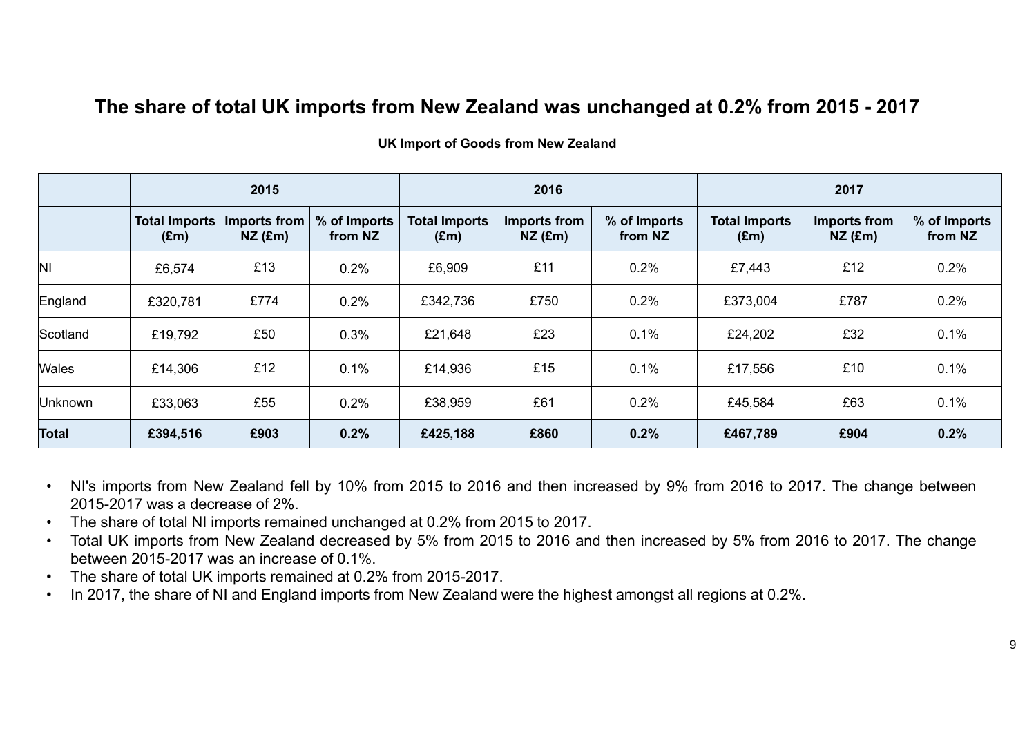# The share of total UK imports from New Zealand was unchanged at 0.2% from 2015 - 2017

**UK Import of Goods from New Zealand**

| | 2015 | | | 2016 | | | 2017 | | |
|---|---|---|---|---|---|---|---|---|---|
| | **Total Imports (£m)** | **Imports from NZ (£m)** | **% of Imports from NZ** | **Total Imports (£m)** | **Imports from NZ (£m)** | **% of Imports from NZ** | **Total Imports (£m)** | **Imports from NZ (£m)** | **% of Imports from NZ** |
| NI | £6,574 | £13 | 0.2% | £6,909 | £11 | 0.2% | £7,443 | £12 | 0.2% |
| England | £320,781 | £774 | 0.2% | £342,736 | £750 | 0.2% | £373,004 | £787 | 0.2% |
| Scotland | £19,792 | £50 | 0.3% | £21,648 | £23 | 0.1% | £24,202 | £32 | 0.1% |
| Wales | £14,306 | £12 | 0.1% | £14,936 | £15 | 0.1% | £17,556 | £10 | 0.1% |
| Unknown | £33,063 | £55 | 0.2% | £38,959 | £61 | 0.2% | £45,584 | £63 | 0.1% |
| **Total** | **£394,516** | **£903** | **0.2%** | **£425,188** | **£860** | **0.2%** | **£467,789** | **£904** | **0.2%** |

- NI's imports from New Zealand fell by 10% from 2015 to 2016 and then increased by 9% from 2016 to 2017. The change between 2015-2017 was a decrease of 2%.
- The share of total NI imports remained unchanged at 0.2% from 2015 to 2017.
- Total UK imports from New Zealand decreased by 5% from 2015 to 2016 and then increased by 5% from 2016 to 2017. The change between 2015-2017 was an increase of 0.1%.
- The share of total UK imports remained at 0.2% from 2015-2017.
- In 2017, the share of NI and England imports from New Zealand were the highest amongst all regions at 0.2%.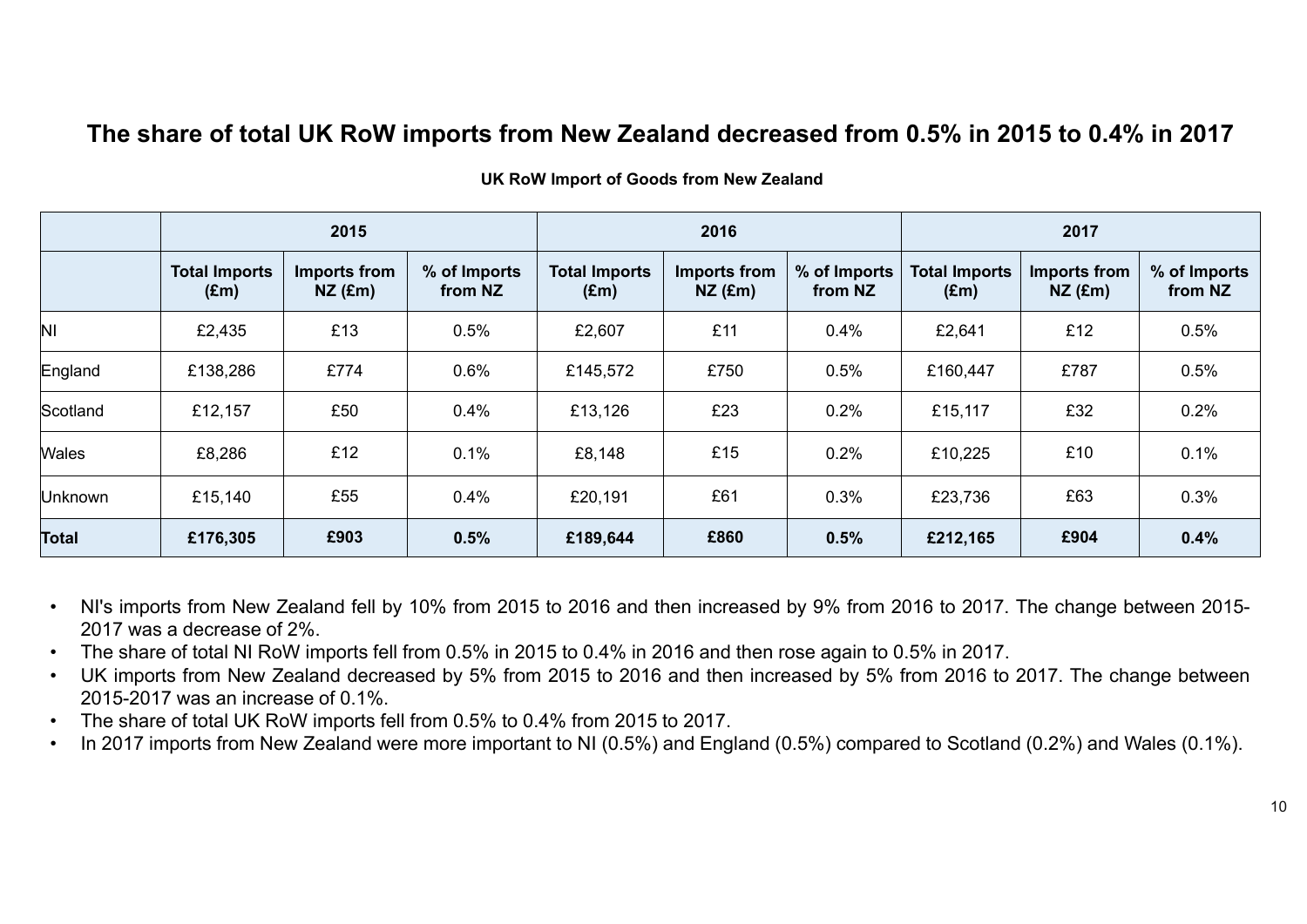## The share of total UK RoW imports from New Zealand decreased from 0.5% in 2015 to 0.4% in 2017

**UK RoW Import of Goods from New Zealand**

| | 2015 | | | 2016 | | | 2017 | | |
|---|---|---|---|---|---|---|---|---|---|
| | **Total Imports (£m)** | **Imports from NZ (£m)** | **% of Imports from NZ** | **Total Imports (£m)** | **Imports from NZ (£m)** | **% of Imports from NZ** | **Total Imports (£m)** | **Imports from NZ (£m)** | **% of Imports from NZ** |
| NI | £2,435 | £13 | 0.5% | £2,607 | £11 | 0.4% | £2,641 | £12 | 0.5% |
| England | £138,286 | £774 | 0.6% | £145,572 | £750 | 0.5% | £160,447 | £787 | 0.5% |
| Scotland | £12,157 | £50 | 0.4% | £13,126 | £23 | 0.2% | £15,117 | £32 | 0.2% |
| Wales | £8,286 | £12 | 0.1% | £8,148 | £15 | 0.2% | £10,225 | £10 | 0.1% |
| Unknown | £15,140 | £55 | 0.4% | £20,191 | £61 | 0.3% | £23,736 | £63 | 0.3% |
| **Total** | **£176,305** | **£903** | **0.5%** | **£189,644** | **£860** | **0.5%** | **£212,165** | **£904** | **0.4%** |

- NI's imports from New Zealand fell by 10% from 2015 to 2016 and then increased by 9% from 2016 to 2017. The change between 2015-2017 was a decrease of 2%.
- The share of total NI RoW imports fell from 0.5% in 2015 to 0.4% in 2016 and then rose again to 0.5% in 2017.
- UK imports from New Zealand decreased by 5% from 2015 to 2016 and then increased by 5% from 2016 to 2017. The change between 2015-2017 was an increase of 0.1%.
- The share of total UK RoW imports fell from 0.5% to 0.4% from 2015 to 2017.
- In 2017 imports from New Zealand were more important to NI (0.5%) and England (0.5%) compared to Scotland (0.2%) and Wales (0.1%).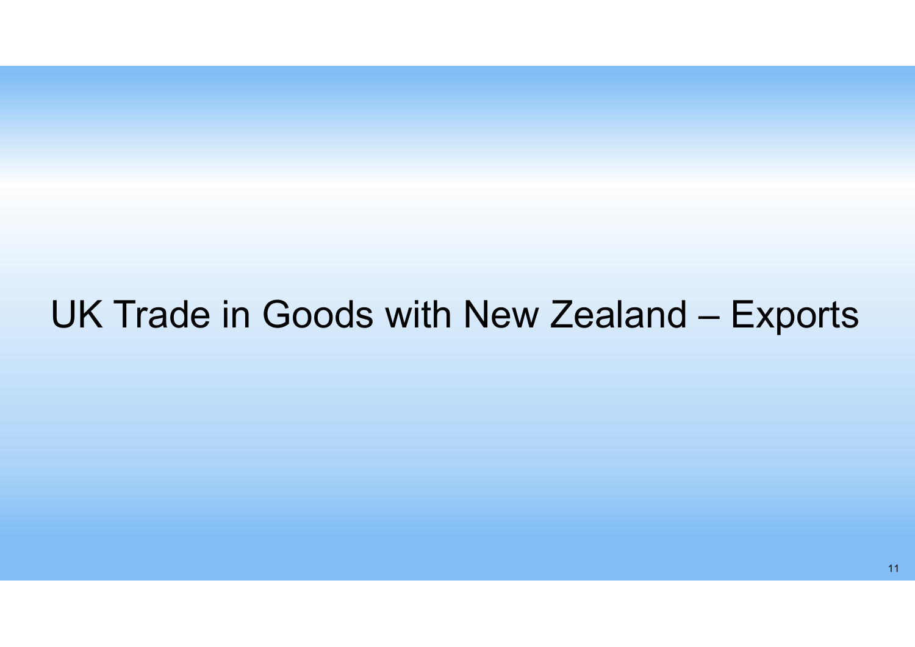# UK Trade in Goods with New Zealand – Exports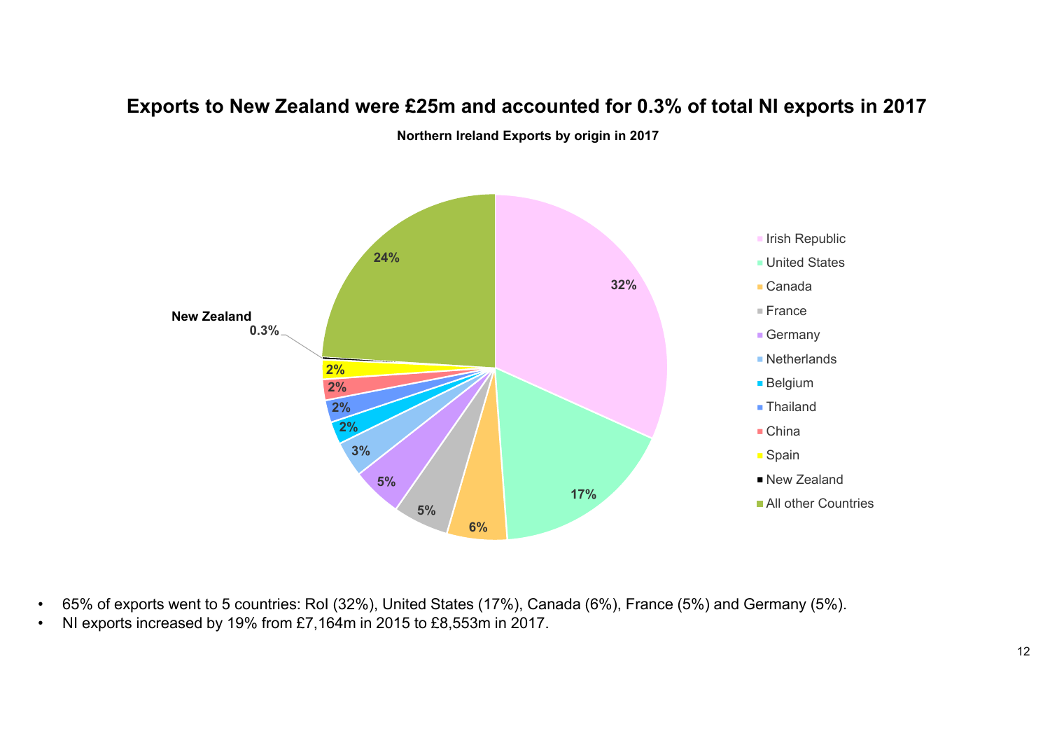# Exports to New Zealand were £25m and accounted for 0.3% of total NI exports in 2017

**Northern Ireland Exports by origin in 2017**

| Country | Share |
| --- | --- |
| Irish Republic | 32% |
| United States | 17% |
| Canada | 6% |
| France | 5% |
| Germany | 5% |
| Netherlands | 3% |
| Belgium | 2% |
| Thailand | 2% |
| China | 2% |
| Spain | 2% |
| New Zealand | 0.3% |
| All other Countries | 24% |

- 65% of exports went to 5 countries: RoI (32%), United States (17%), Canada (6%), France (5%) and Germany (5%).
- NI exports increased by 19% from £7,164m in 2015 to £8,553m in 2017.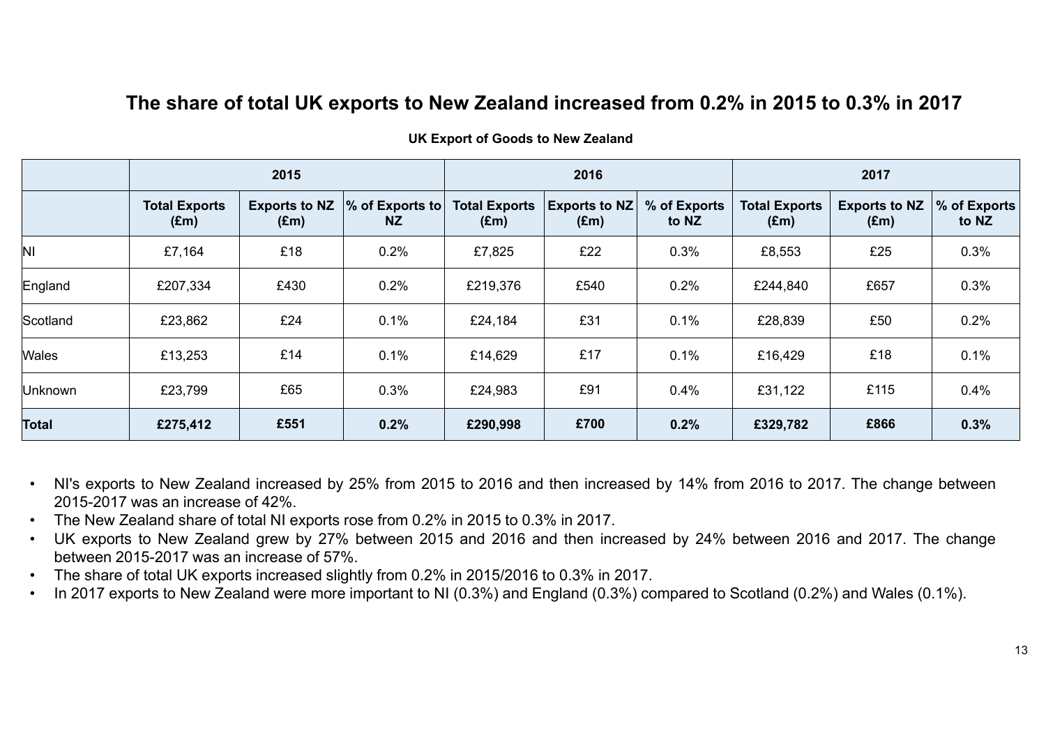# The share of total UK exports to New Zealand increased from 0.2% in 2015 to 0.3% in 2017

**UK Export of Goods to New Zealand**

| | 2015 | | | 2016 | | | 2017 | | |
|---|---|---|---|---|---|---|---|---|---|
| | Total Exports (£m) | Exports to NZ (£m) | % of Exports to NZ | Total Exports (£m) | Exports to NZ (£m) | % of Exports to NZ | Total Exports (£m) | Exports to NZ (£m) | % of Exports to NZ |
| NI | £7,164 | £18 | 0.2% | £7,825 | £22 | 0.3% | £8,553 | £25 | 0.3% |
| England | £207,334 | £430 | 0.2% | £219,376 | £540 | 0.2% | £244,840 | £657 | 0.3% |
| Scotland | £23,862 | £24 | 0.1% | £24,184 | £31 | 0.1% | £28,839 | £50 | 0.2% |
| Wales | £13,253 | £14 | 0.1% | £14,629 | £17 | 0.1% | £16,429 | £18 | 0.1% |
| Unknown | £23,799 | £65 | 0.3% | £24,983 | £91 | 0.4% | £31,122 | £115 | 0.4% |
| **Total** | **£275,412** | **£551** | **0.2%** | **£290,998** | **£700** | **0.2%** | **£329,782** | **£866** | **0.3%** |

- NI's exports to New Zealand increased by 25% from 2015 to 2016 and then increased by 14% from 2016 to 2017. The change between 2015-2017 was an increase of 42%.
- The New Zealand share of total NI exports rose from 0.2% in 2015 to 0.3% in 2017.
- UK exports to New Zealand grew by 27% between 2015 and 2016 and then increased by 24% between 2016 and 2017. The change between 2015-2017 was an increase of 57%.
- The share of total UK exports increased slightly from 0.2% in 2015/2016 to 0.3% in 2017.
- In 2017 exports to New Zealand were more important to NI (0.3%) and England (0.3%) compared to Scotland (0.2%) and Wales (0.1%).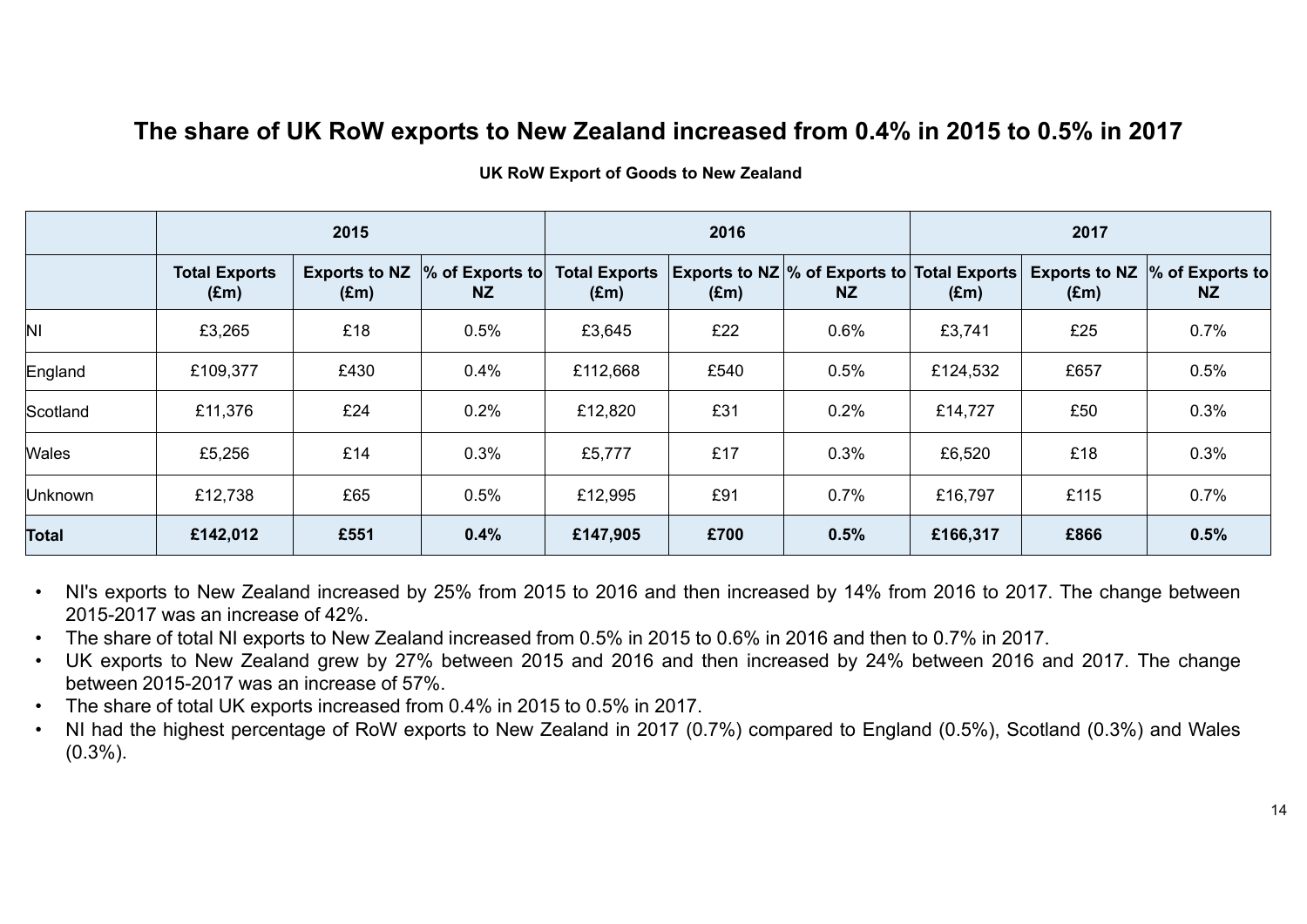# The share of UK RoW exports to New Zealand increased from 0.4% in 2015 to 0.5% in 2017

**UK RoW Export of Goods to New Zealand**

| | 2015 | | | 2016 | | | 2017 | | |
|---|---|---|---|---|---|---|---|---|---|
| | **Total Exports (£m)** | **Exports to NZ (£m)** | **% of Exports to NZ** | **Total Exports (£m)** | **Exports to NZ (£m)** | **% of Exports to NZ** | **Total Exports (£m)** | **Exports to NZ (£m)** | **% of Exports to NZ** |
| NI | £3,265 | £18 | 0.5% | £3,645 | £22 | 0.6% | £3,741 | £25 | 0.7% |
| England | £109,377 | £430 | 0.4% | £112,668 | £540 | 0.5% | £124,532 | £657 | 0.5% |
| Scotland | £11,376 | £24 | 0.2% | £12,820 | £31 | 0.2% | £14,727 | £50 | 0.3% |
| Wales | £5,256 | £14 | 0.3% | £5,777 | £17 | 0.3% | £6,520 | £18 | 0.3% |
| Unknown | £12,738 | £65 | 0.5% | £12,995 | £91 | 0.7% | £16,797 | £115 | 0.7% |
| **Total** | **£142,012** | **£551** | **0.4%** | **£147,905** | **£700** | **0.5%** | **£166,317** | **£866** | **0.5%** |

- NI's exports to New Zealand increased by 25% from 2015 to 2016 and then increased by 14% from 2016 to 2017. The change between 2015-2017 was an increase of 42%.
- The share of total NI exports to New Zealand increased from 0.5% in 2015 to 0.6% in 2016 and then to 0.7% in 2017.
- UK exports to New Zealand grew by 27% between 2015 and 2016 and then increased by 24% between 2016 and 2017. The change between 2015-2017 was an increase of 57%.
- The share of total UK exports increased from 0.4% in 2015 to 0.5% in 2017.
- NI had the highest percentage of RoW exports to New Zealand in 2017 (0.7%) compared to England (0.5%), Scotland (0.3%) and Wales (0.3%).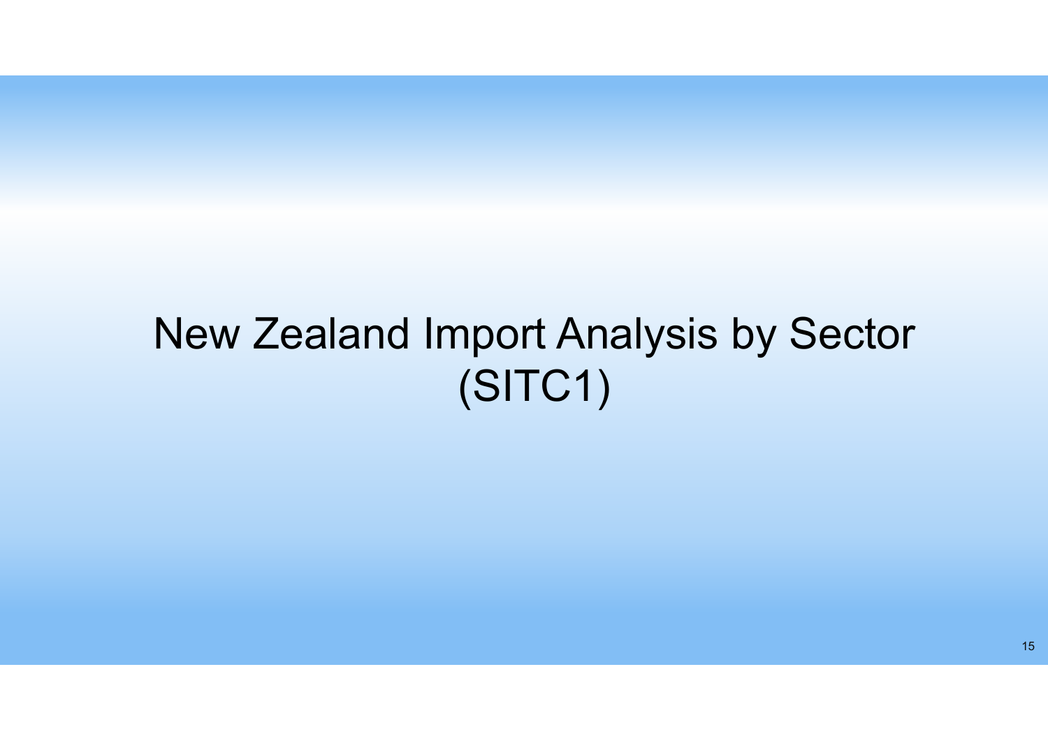# New Zealand Import Analysis by Sector (SITC1)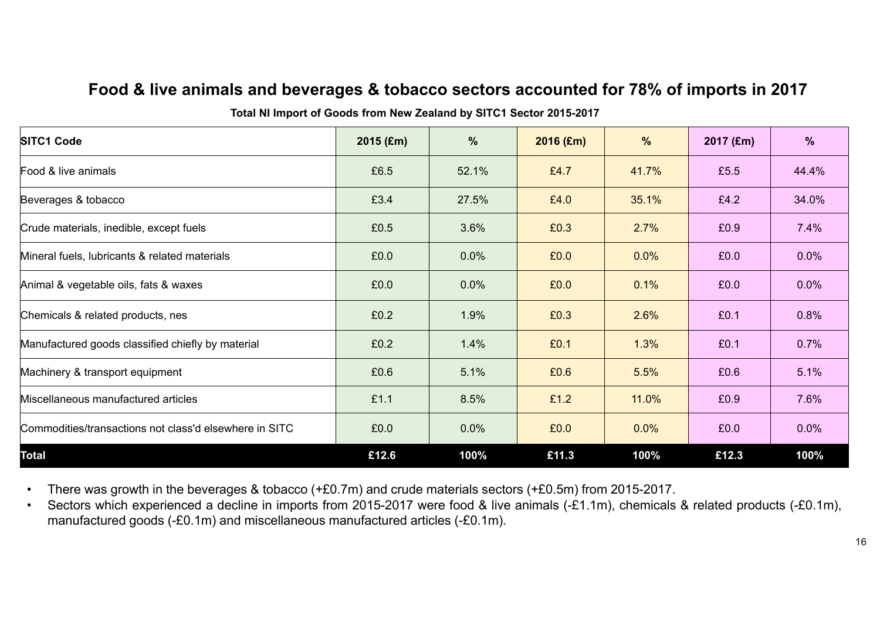# Food & live animals and beverages & tobacco sectors accounted for 78% of imports in 2017

**Total NI Import of Goods from New Zealand by SITC1 Sector 2015-2017**

| SITC1 Code | 2015 (£m) | % | 2016 (£m) | % | 2017 (£m) | % |
|---|---|---|---|---|---|---|
| Food & live animals | £6.5 | 52.1% | £4.7 | 41.7% | £5.5 | 44.4% |
| Beverages & tobacco | £3.4 | 27.5% | £4.0 | 35.1% | £4.2 | 34.0% |
| Crude materials, inedible, except fuels | £0.5 | 3.6% | £0.3 | 2.7% | £0.9 | 7.4% |
| Mineral fuels, lubricants & related materials | £0.0 | 0.0% | £0.0 | 0.0% | £0.0 | 0.0% |
| Animal & vegetable oils, fats & waxes | £0.0 | 0.0% | £0.0 | 0.1% | £0.0 | 0.0% |
| Chemicals & related products, nes | £0.2 | 1.9% | £0.3 | 2.6% | £0.1 | 0.8% |
| Manufactured goods classified chiefly by material | £0.2 | 1.4% | £0.1 | 1.3% | £0.1 | 0.7% |
| Machinery & transport equipment | £0.6 | 5.1% | £0.6 | 5.5% | £0.6 | 5.1% |
| Miscellaneous manufactured articles | £1.1 | 8.5% | £1.2 | 11.0% | £0.9 | 7.6% |
| Commodities/transactions not class'd elsewhere in SITC | £0.0 | 0.0% | £0.0 | 0.0% | £0.0 | 0.0% |
| **Total** | **£12.6** | **100%** | **£11.3** | **100%** | **£12.3** | **100%** |

- There was growth in the beverages & tobacco (+£0.7m) and crude materials sectors (+£0.5m) from 2015-2017.
- Sectors which experienced a decline in imports from 2015-2017 were food & live animals (-£1.1m), chemicals & related products (-£0.1m), manufactured goods (-£0.1m) and miscellaneous manufactured articles (-£0.1m).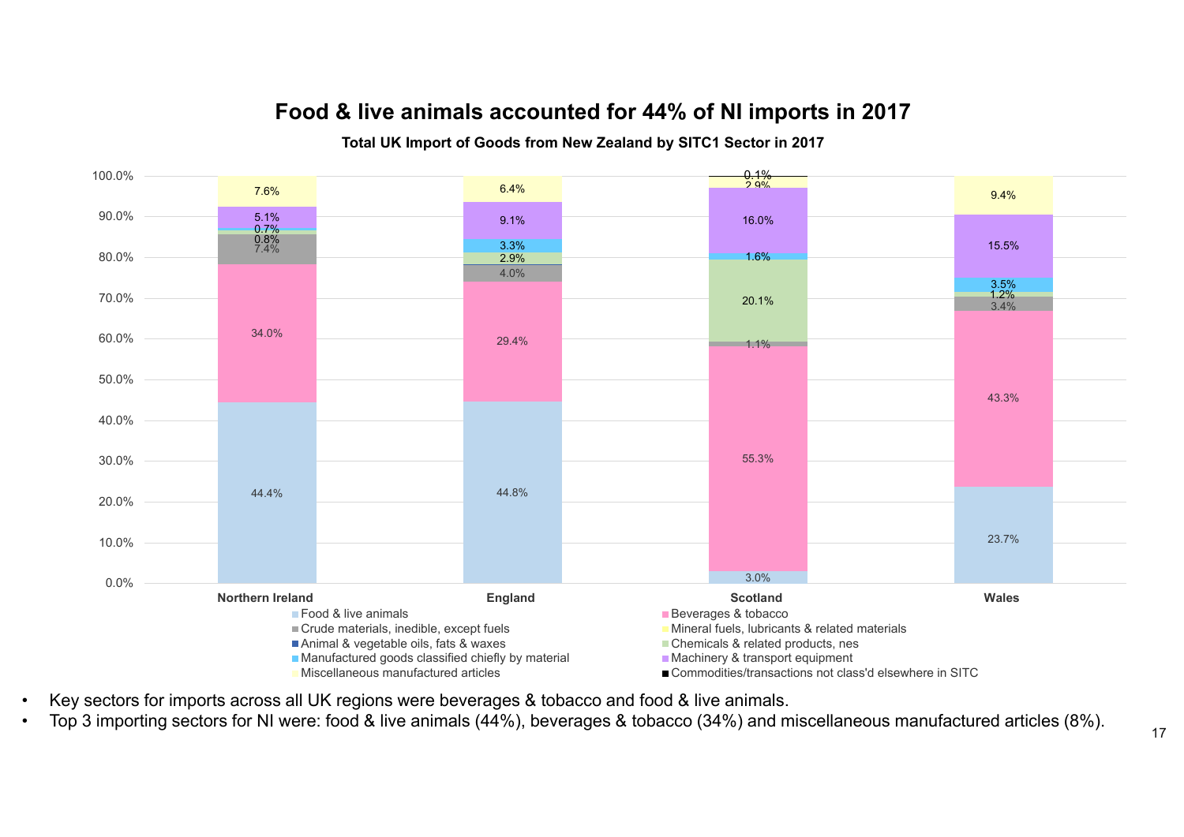# Food & live animals accounted for 44% of NI imports in 2017

**Total UK Import of Goods from New Zealand by SITC1 Sector in 2017**

| Sector | Northern Ireland | England | Scotland | Wales |
|---|---|---|---|---|
| Food & live animals | 44.4% | 44.8% | 3.0% | 23.7% |
| Beverages & tobacco | 34.0% | 29.4% | 55.3% | 43.3% |
| Crude materials, inedible, except fuels | 7.4% | 4.0% | 1.1% | 3.4% |
| Chemicals & related products, nes | 0.8% | 2.9% | 20.1% | 1.2% |
| Manufactured goods classified chiefly by material | 0.7% | 3.3% | 1.6% | 3.5% |
| Machinery & transport equipment | 5.1% | 9.1% | 16.0% | 15.5% |
| Miscellaneous manufactured articles | 7.6% | 6.4% | 2.9% | 9.4% |
| Commodities/transactions not class'd elsewhere in SITC | | | 0.1% | |

- Key sectors for imports across all UK regions were beverages & tobacco and food & live animals.
- Top 3 importing sectors for NI were: food & live animals (44%), beverages & tobacco (34%) and miscellaneous manufactured articles (8%).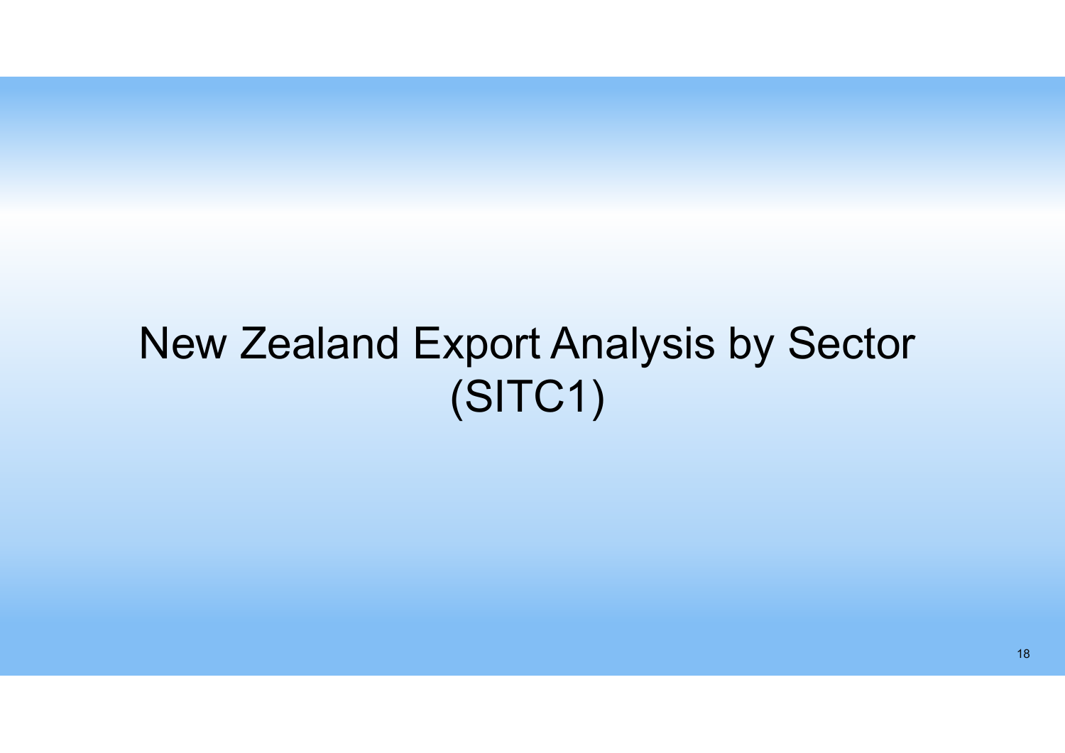# New Zealand Export Analysis by Sector (SITC1)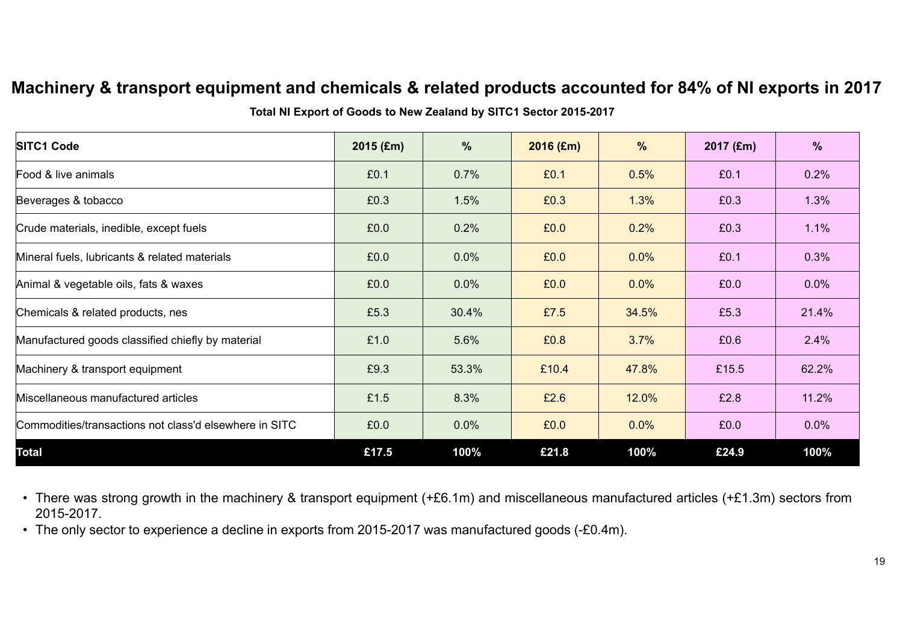# Machinery & transport equipment and chemicals & related products accounted for 84% of NI exports in 2017

**Total NI Export of Goods to New Zealand by SITC1 Sector 2015-2017**

| SITC1 Code | 2015 (£m) | % | 2016 (£m) | % | 2017 (£m) | % |
|---|---|---|---|---|---|---|
| Food & live animals | £0.1 | 0.7% | £0.1 | 0.5% | £0.1 | 0.2% |
| Beverages & tobacco | £0.3 | 1.5% | £0.3 | 1.3% | £0.3 | 1.3% |
| Crude materials, inedible, except fuels | £0.0 | 0.2% | £0.0 | 0.2% | £0.3 | 1.1% |
| Mineral fuels, lubricants & related materials | £0.0 | 0.0% | £0.0 | 0.0% | £0.1 | 0.3% |
| Animal & vegetable oils, fats & waxes | £0.0 | 0.0% | £0.0 | 0.0% | £0.0 | 0.0% |
| Chemicals & related products, nes | £5.3 | 30.4% | £7.5 | 34.5% | £5.3 | 21.4% |
| Manufactured goods classified chiefly by material | £1.0 | 5.6% | £0.8 | 3.7% | £0.6 | 2.4% |
| Machinery & transport equipment | £9.3 | 53.3% | £10.4 | 47.8% | £15.5 | 62.2% |
| Miscellaneous manufactured articles | £1.5 | 8.3% | £2.6 | 12.0% | £2.8 | 11.2% |
| Commodities/transactions not class'd elsewhere in SITC | £0.0 | 0.0% | £0.0 | 0.0% | £0.0 | 0.0% |
| **Total** | **£17.5** | **100%** | **£21.8** | **100%** | **£24.9** | **100%** |

- There was strong growth in the machinery & transport equipment (+£6.1m) and miscellaneous manufactured articles (+£1.3m) sectors from 2015-2017.
- The only sector to experience a decline in exports from 2015-2017 was manufactured goods (-£0.4m).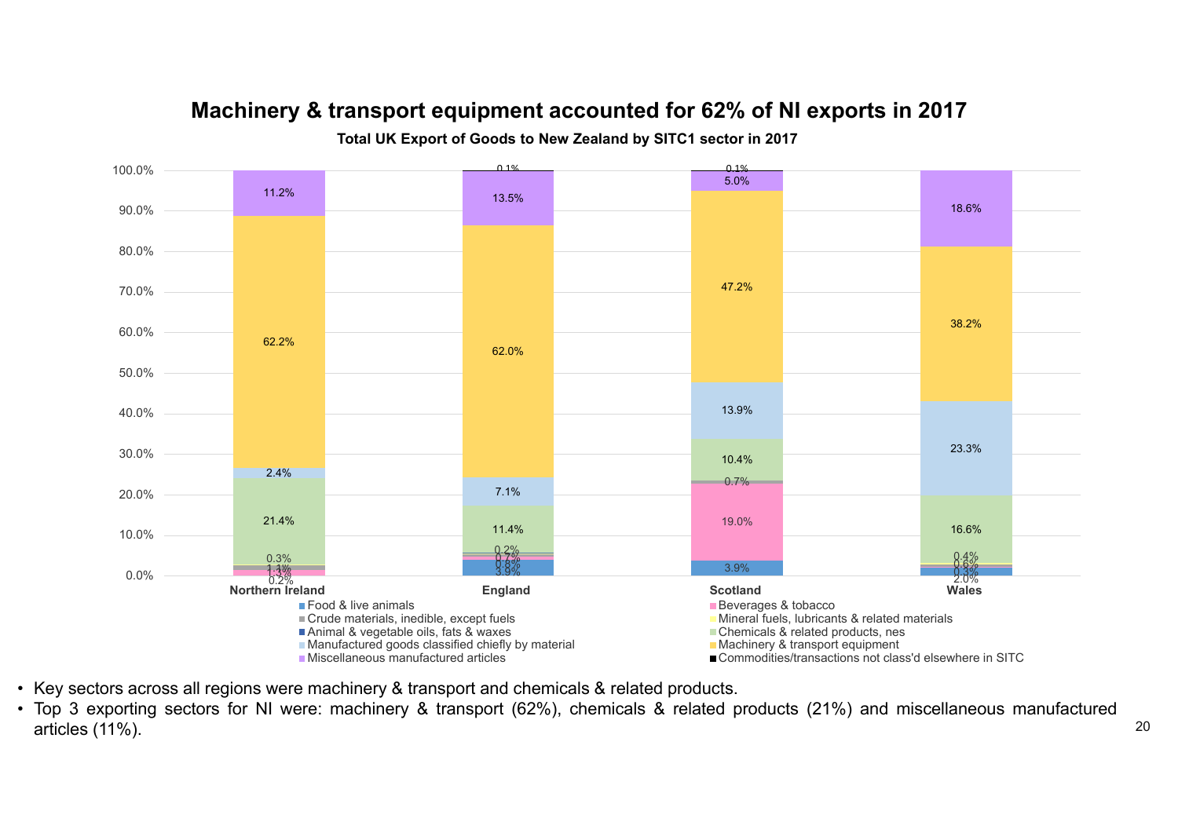# Machinery & transport equipment accounted for 62% of NI exports in 2017

**Total UK Export of Goods to New Zealand by SITC1 sector in 2017**

| Sector | Northern Ireland | England | Scotland | Wales |
|---|---|---|---|---|
| Food & live animals | 0.2% | 3.9% | 3.9% | 2.0% |
| Beverages & tobacco | 1.3% | 0.7% | 19.0% | |
| Crude materials, inedible, except fuels | 1.1% | 0.8% | 0.7% | 0.3% |
| Mineral fuels, lubricants & related materials | | | | 0.6% |
| Animal & vegetable oils, fats & waxes | 0.3% | 0.2% | | 0.4% |
| Chemicals & related products, nes | 21.4% | 11.4% | 10.4% | 16.6% |
| Manufactured goods classified chiefly by material | 2.4% | 7.1% | 13.9% | 23.3% |
| Machinery & transport equipment | 62.2% | 62.0% | 47.2% | 38.2% |
| Miscellaneous manufactured articles | 11.2% | 13.5% | 5.0% | 18.6% |
| Commodities/transactions not class'd elsewhere in SITC | | 0.1% | 0.1% | |

- Key sectors across all regions were machinery & transport and chemicals & related products.
- Top 3 exporting sectors for NI were: machinery & transport (62%), chemicals & related products (21%) and miscellaneous manufactured articles (11%).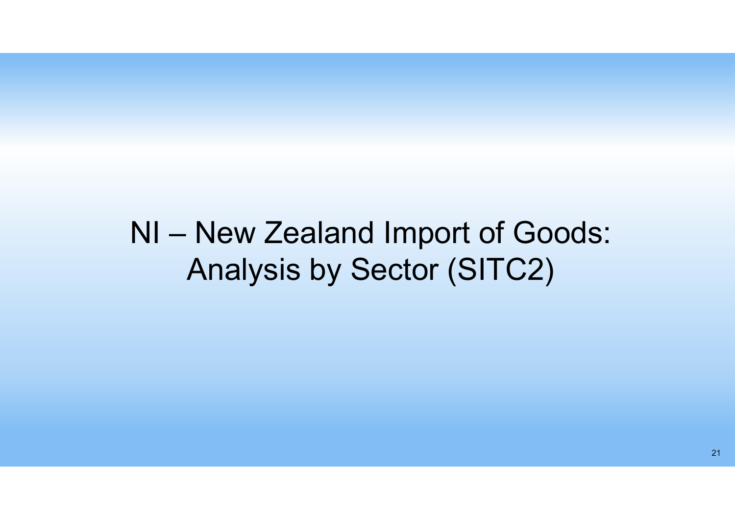# NI – New Zealand Import of Goods: Analysis by Sector (SITC2)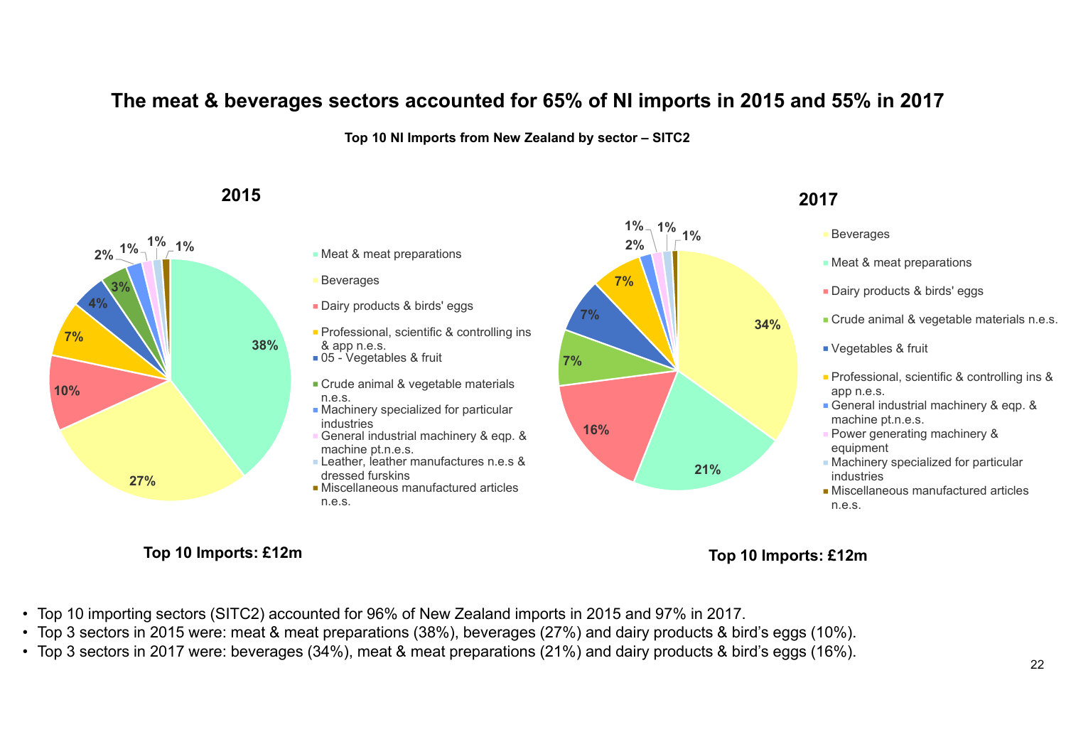# The meat & beverages sectors accounted for 65% of NI imports in 2015 and 55% in 2017

**Top 10 NI Imports from New Zealand by sector – SITC2**

### 2015

| Sector | Share |
| --- | --- |
| Meat & meat preparations | 38% |
| Beverages | 27% |
| Dairy products & birds' eggs | 10% |
| Professional, scientific & controlling ins & app n.e.s. | 7% |
| 05 - Vegetables & fruit | 4% |
| Crude animal & vegetable materials n.e.s. | 3% |
| Machinery specialized for particular industries | 2% |
| General industrial machinery & eqp. & machine pt.n.e.s. | 1% |
| Leather, leather manufactures n.e.s & dressed furskins | 1% |
| Miscellaneous manufactured articles n.e.s. | 1% |

**Top 10 Imports: £12m**

### 2017

| Sector | Share |
| --- | --- |
| Beverages | 34% |
| Meat & meat preparations | 21% |
| Dairy products & birds' eggs | 16% |
| Crude animal & vegetable materials n.e.s. | 7% |
| Vegetables & fruit | 7% |
| Professional, scientific & controlling ins & app n.e.s. | 7% |
| General industrial machinery & eqp. & machine pt.n.e.s. | 2% |
| Power generating machinery & equipment | 1% |
| Machinery specialized for particular industries | 1% |
| Miscellaneous manufactured articles n.e.s. | 1% |

**Top 10 Imports: £12m**

- Top 10 importing sectors (SITC2) accounted for 96% of New Zealand imports in 2015 and 97% in 2017.
- Top 3 sectors in 2015 were: meat & meat preparations (38%), beverages (27%) and dairy products & bird's eggs (10%).
- Top 3 sectors in 2017 were: beverages (34%), meat & meat preparations (21%) and dairy products & bird's eggs (16%).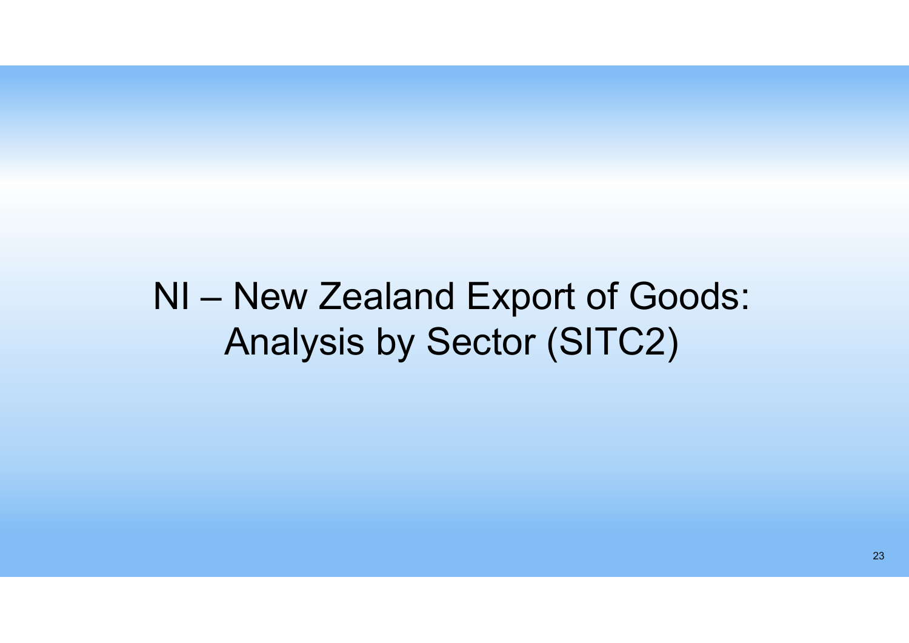# NI – New Zealand Export of Goods: Analysis by Sector (SITC2)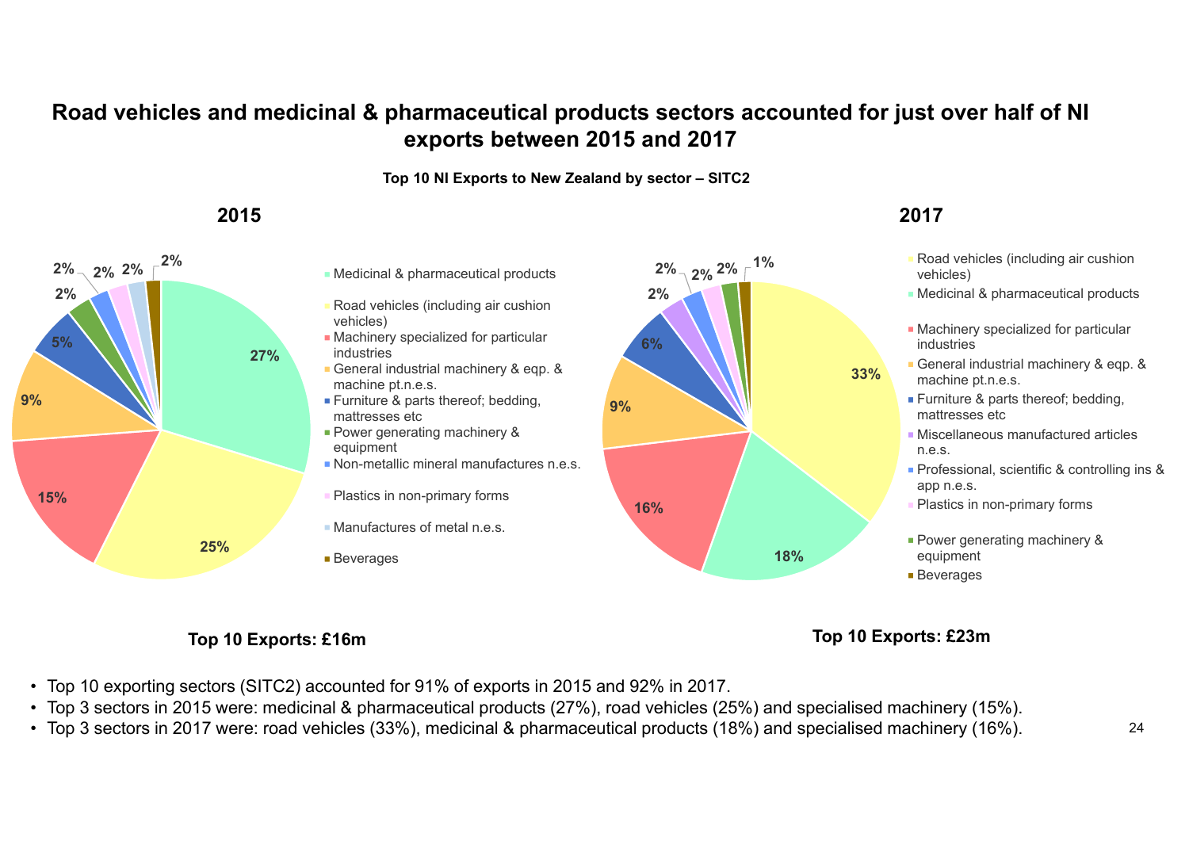# Road vehicles and medicinal & pharmaceutical products sectors accounted for just over half of NI exports between 2015 and 2017

**Top 10 NI Exports to New Zealand by sector – SITC2**

## 2015

| Sector | Share |
|---|---|
| Medicinal & pharmaceutical products | 27% |
| Road vehicles (including air cushion vehicles) | 25% |
| Machinery specialized for particular industries | 15% |
| General industrial machinery & eqp. & machine pt.n.e.s. | 9% |
| Furniture & parts thereof; bedding, mattresses etc | 5% |
| Power generating machinery & equipment | 2% |
| Non-metallic mineral manufactures n.e.s. | 2% |
| Plastics in non-primary forms | 2% |
| Manufactures of metal n.e.s. | 2% |
| Beverages | 2% |

**Top 10 Exports: £16m**

## 2017

| Sector | Share |
|---|---|
| Road vehicles (including air cushion vehicles) | 33% |
| Medicinal & pharmaceutical products | 18% |
| Machinery specialized for particular industries | 16% |
| General industrial machinery & eqp. & machine pt.n.e.s. | 9% |
| Furniture & parts thereof; bedding, mattresses etc | 6% |
| Miscellaneous manufactured articles n.e.s. | 2% |
| Professional, scientific & controlling ins & app n.e.s. | 2% |
| Plastics in non-primary forms | 2% |
| Power generating machinery & equipment | 2% |
| Beverages | 1% |

**Top 10 Exports: £23m**

- Top 10 exporting sectors (SITC2) accounted for 91% of exports in 2015 and 92% in 2017.
- Top 3 sectors in 2015 were: medicinal & pharmaceutical products (27%), road vehicles (25%) and specialised machinery (15%).
- Top 3 sectors in 2017 were: road vehicles (33%), medicinal & pharmaceutical products (18%) and specialised machinery (16%).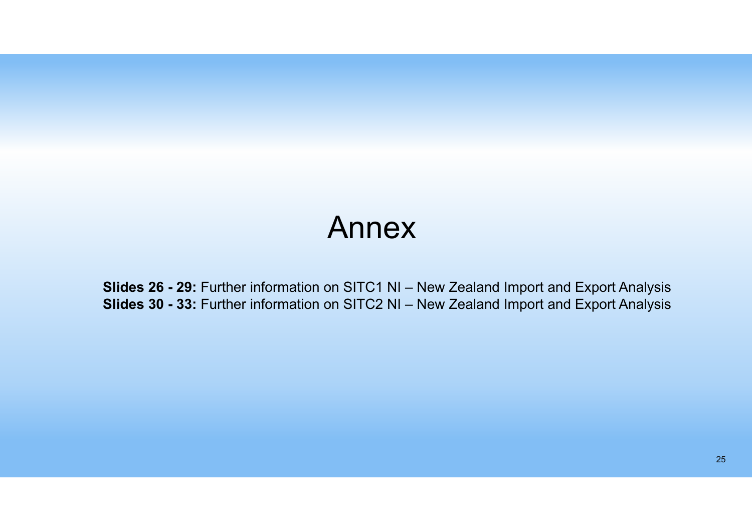# Annex

**Slides 26 - 29:** Further information on SITC1 NI – New Zealand Import and Export Analysis
**Slides 30 - 33:** Further information on SITC2 NI – New Zealand Import and Export Analysis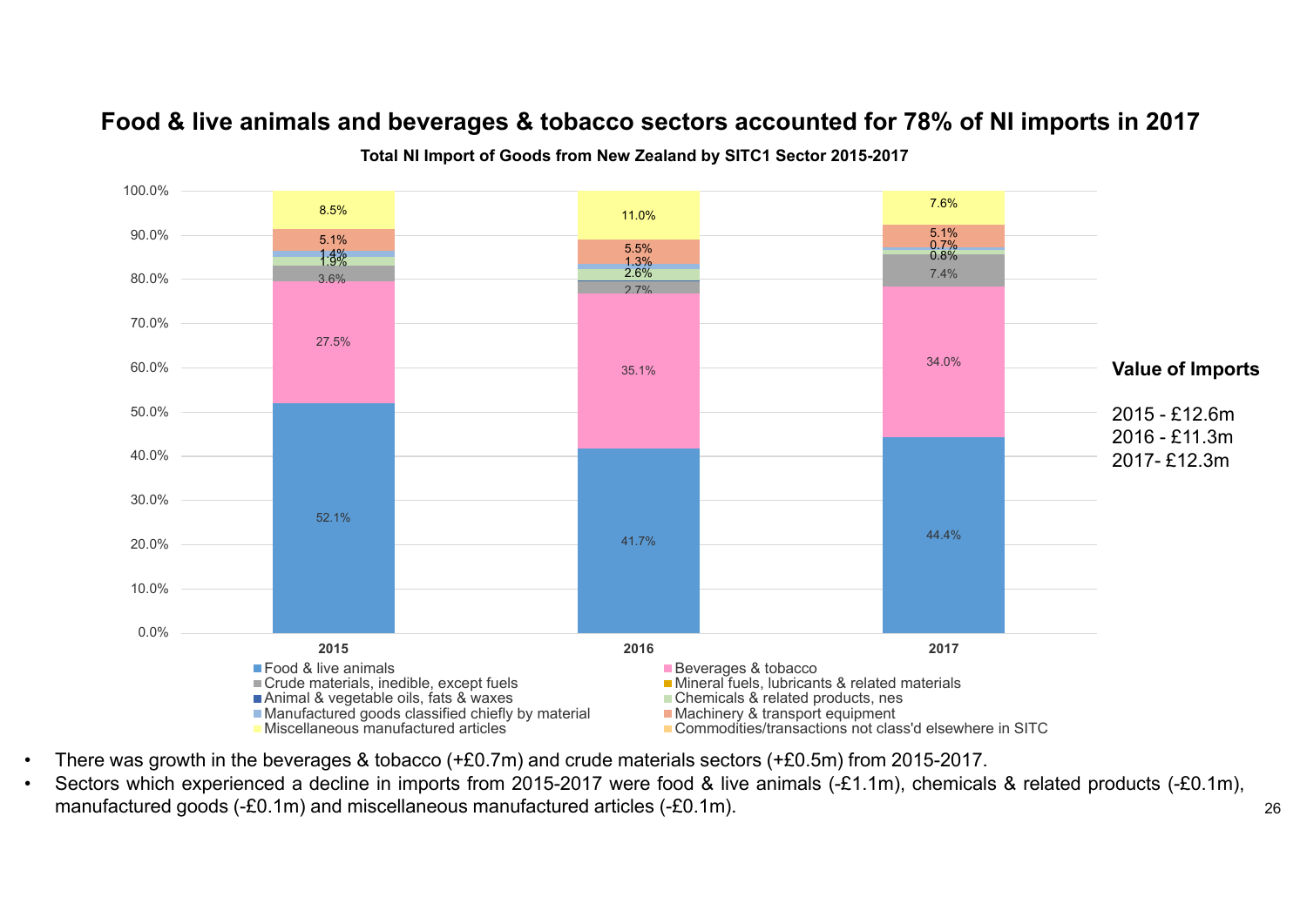# Food & live animals and beverages & tobacco sectors accounted for 78% of NI imports in 2017

**Total NI Import of Goods from New Zealand by SITC1 Sector 2015-2017**

| Sector | 2015 | 2016 | 2017 |
|---|---|---|---|
| Food & live animals | 52.1% | 41.7% | 44.4% |
| Beverages & tobacco | 27.5% | 35.1% | 34.0% |
| Crude materials, inedible, except fuels | 3.6% | 2.7% | 7.4% |
| Chemicals & related products, nes | 1.9% | 2.6% | 0.8% |
| Manufactured goods classified chiefly by material | 1.4% | 1.3% | 0.7% |
| Machinery & transport equipment | 5.1% | 5.5% | 5.1% |
| Miscellaneous manufactured articles | 8.5% | 11.0% | 7.6% |

Legend: Food & live animals; Beverages & tobacco; Crude materials, inedible, except fuels; Mineral fuels, lubricants & related materials; Animal & vegetable oils, fats & waxes; Chemicals & related products, nes; Manufactured goods classified chiefly by material; Machinery & transport equipment; Miscellaneous manufactured articles; Commodities/transactions not class'd elsewhere in SITC

**Value of Imports**

2015 - £12.6m
2016 - £11.3m
2017- £12.3m

- There was growth in the beverages & tobacco (+£0.7m) and crude materials sectors (+£0.5m) from 2015-2017.
- Sectors which experienced a decline in imports from 2015-2017 were food & live animals (-£1.1m), chemicals & related products (-£0.1m), manufactured goods (-£0.1m) and miscellaneous manufactured articles (-£0.1m).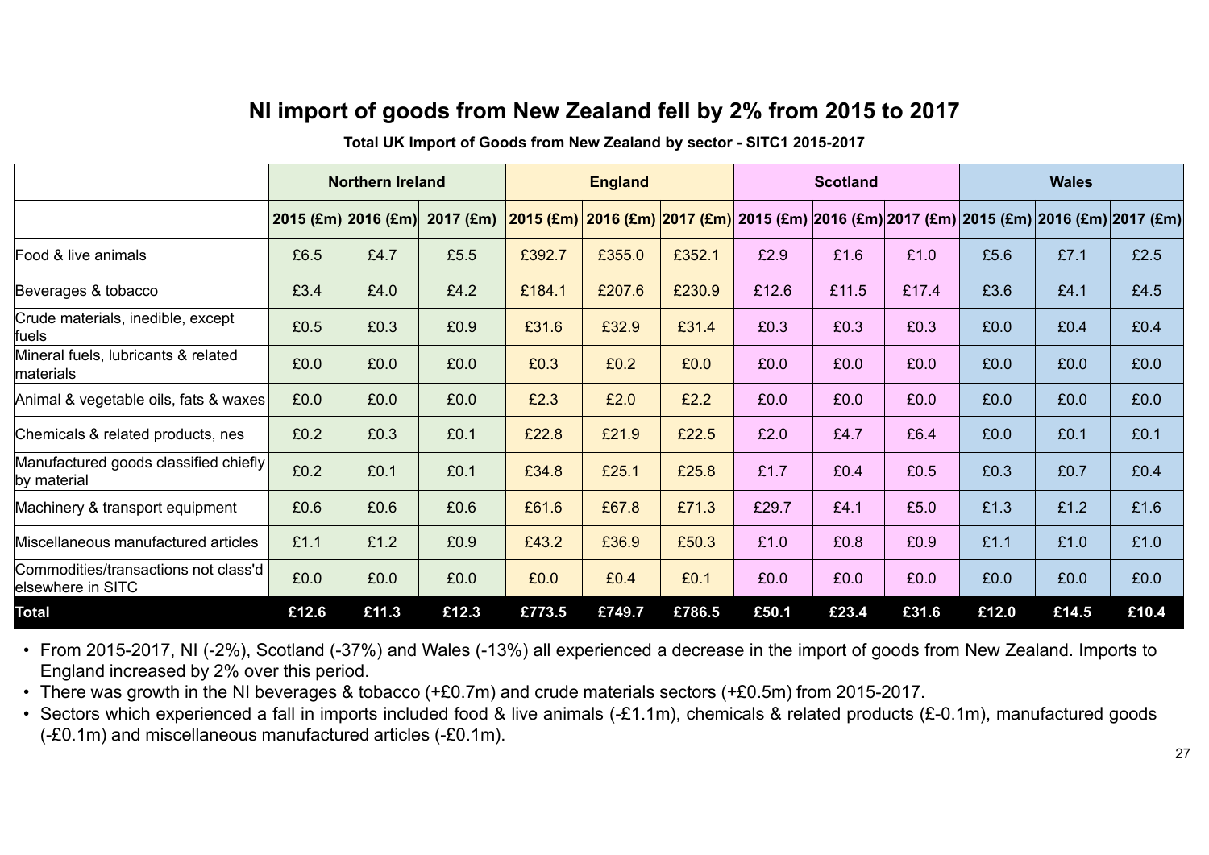# NI import of goods from New Zealand fell by 2% from 2015 to 2017

**Total UK Import of Goods from New Zealand by sector - SITC1 2015-2017**

| | Northern Ireland | | | England | | | Scotland | | | Wales | | |
|---|---|---|---|---|---|---|---|---|---|---|---|---|
| | 2015 (£m) | 2016 (£m) | 2017 (£m) | 2015 (£m) | 2016 (£m) | 2017 (£m) | 2015 (£m) | 2016 (£m) | 2017 (£m) | 2015 (£m) | 2016 (£m) | 2017 (£m) |
| Food & live animals | £6.5 | £4.7 | £5.5 | £392.7 | £355.0 | £352.1 | £2.9 | £1.6 | £1.0 | £5.6 | £7.1 | £2.5 |
| Beverages & tobacco | £3.4 | £4.0 | £4.2 | £184.1 | £207.6 | £230.9 | £12.6 | £11.5 | £17.4 | £3.6 | £4.1 | £4.5 |
| Crude materials, inedible, except fuels | £0.5 | £0.3 | £0.9 | £31.6 | £32.9 | £31.4 | £0.3 | £0.3 | £0.3 | £0.0 | £0.4 | £0.4 |
| Mineral fuels, lubricants & related materials | £0.0 | £0.0 | £0.0 | £0.3 | £0.2 | £0.0 | £0.0 | £0.0 | £0.0 | £0.0 | £0.0 | £0.0 |
| Animal & vegetable oils, fats & waxes | £0.0 | £0.0 | £0.0 | £2.3 | £2.0 | £2.2 | £0.0 | £0.0 | £0.0 | £0.0 | £0.0 | £0.0 |
| Chemicals & related products, nes | £0.2 | £0.3 | £0.1 | £22.8 | £21.9 | £22.5 | £2.0 | £4.7 | £6.4 | £0.0 | £0.1 | £0.1 |
| Manufactured goods classified chiefly by material | £0.2 | £0.1 | £0.1 | £34.8 | £25.1 | £25.8 | £1.7 | £0.4 | £0.5 | £0.3 | £0.7 | £0.4 |
| Machinery & transport equipment | £0.6 | £0.6 | £0.6 | £61.6 | £67.8 | £71.3 | £29.7 | £4.1 | £5.0 | £1.3 | £1.2 | £1.6 |
| Miscellaneous manufactured articles | £1.1 | £1.2 | £0.9 | £43.2 | £36.9 | £50.3 | £1.0 | £0.8 | £0.9 | £1.1 | £1.0 | £1.0 |
| Commodities/transactions not class'd elsewhere in SITC | £0.0 | £0.0 | £0.0 | £0.0 | £0.4 | £0.1 | £0.0 | £0.0 | £0.0 | £0.0 | £0.0 | £0.0 |
| **Total** | **£12.6** | **£11.3** | **£12.3** | **£773.5** | **£749.7** | **£786.5** | **£50.1** | **£23.4** | **£31.6** | **£12.0** | **£14.5** | **£10.4** |

- From 2015-2017, NI (-2%), Scotland (-37%) and Wales (-13%) all experienced a decrease in the import of goods from New Zealand. Imports to England increased by 2% over this period.
- There was growth in the NI beverages & tobacco (+£0.7m) and crude materials sectors (+£0.5m) from 2015-2017.
- Sectors which experienced a fall in imports included food & live animals (-£1.1m), chemicals & related products (£-0.1m), manufactured goods (-£0.1m) and miscellaneous manufactured articles (-£0.1m).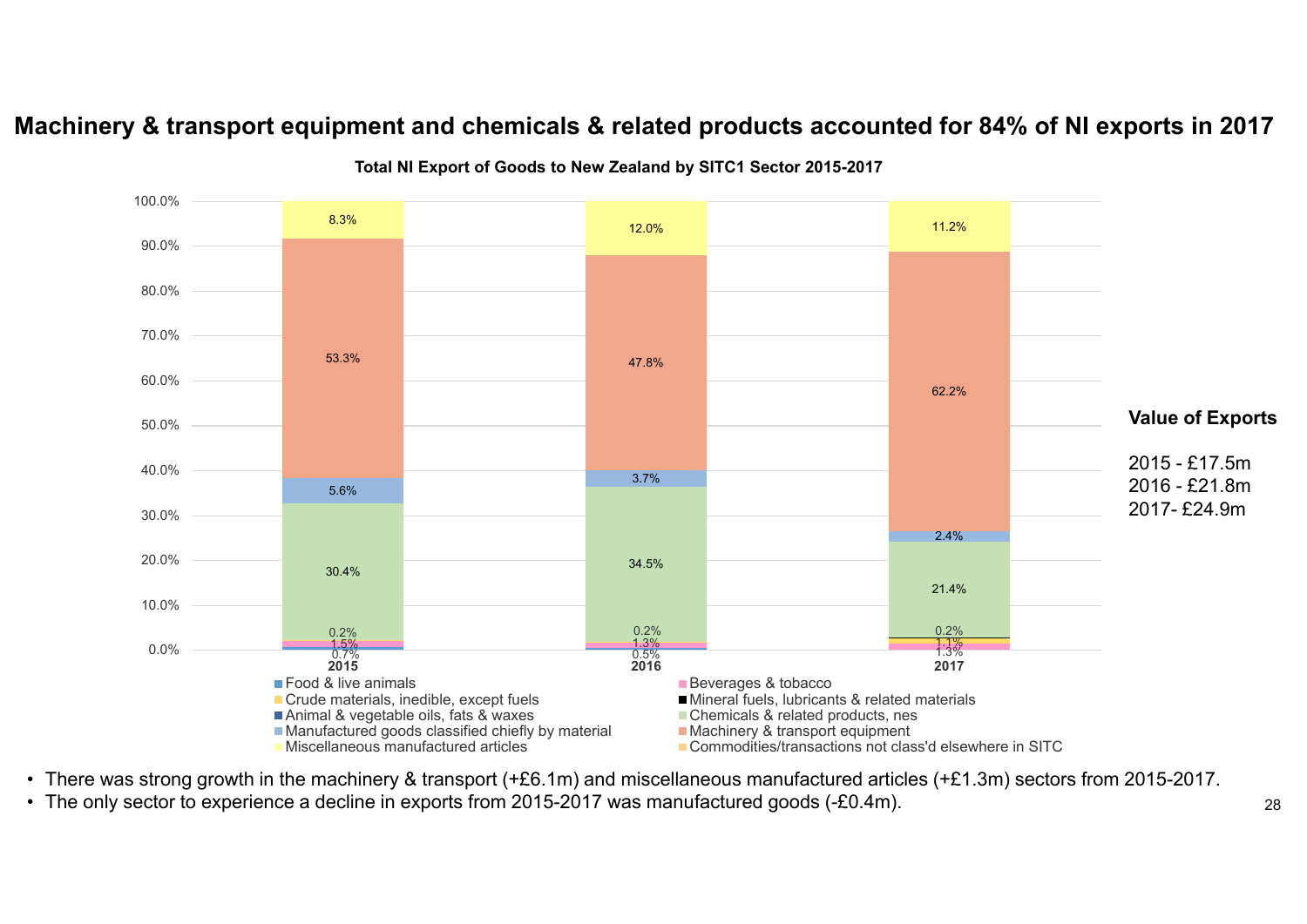# Machinery & transport equipment and chemicals & related products accounted for 84% of NI exports in 2017

**Total NI Export of Goods to New Zealand by SITC1 Sector 2015-2017**

| Sector | 2015 | 2016 | 2017 |
|---|---|---|---|
| Food & live animals | 0.7% | 0.5% | |
| Beverages & tobacco | 1.5% | 1.3% | 1.3% |
| Crude materials, inedible, except fuels | | | 1.1% |
| Mineral fuels, lubricants & related materials | 0.2% | 0.2% | 0.2% |
| Chemicals & related products, nes | 30.4% | 34.5% | 21.4% |
| Manufactured goods classified chiefly by material | 5.6% | 3.7% | 2.4% |
| Machinery & transport equipment | 53.3% | 47.8% | 62.2% |
| Miscellaneous manufactured articles | 8.3% | 12.0% | 11.2% |

Legend: Food & live animals; Beverages & tobacco; Crude materials, inedible, except fuels; Mineral fuels, lubricants & related materials; Animal & vegetable oils, fats & waxes; Chemicals & related products, nes; Manufactured goods classified chiefly by material; Machinery & transport equipment; Miscellaneous manufactured articles; Commodities/transactions not class'd elsewhere in SITC

**Value of Exports**

2015 - £17.5m
2016 - £21.8m
2017- £24.9m

- There was strong growth in the machinery & transport (+£6.1m) and miscellaneous manufactured articles (+£1.3m) sectors from 2015-2017.
- The only sector to experience a decline in exports from 2015-2017 was manufactured goods (-£0.4m).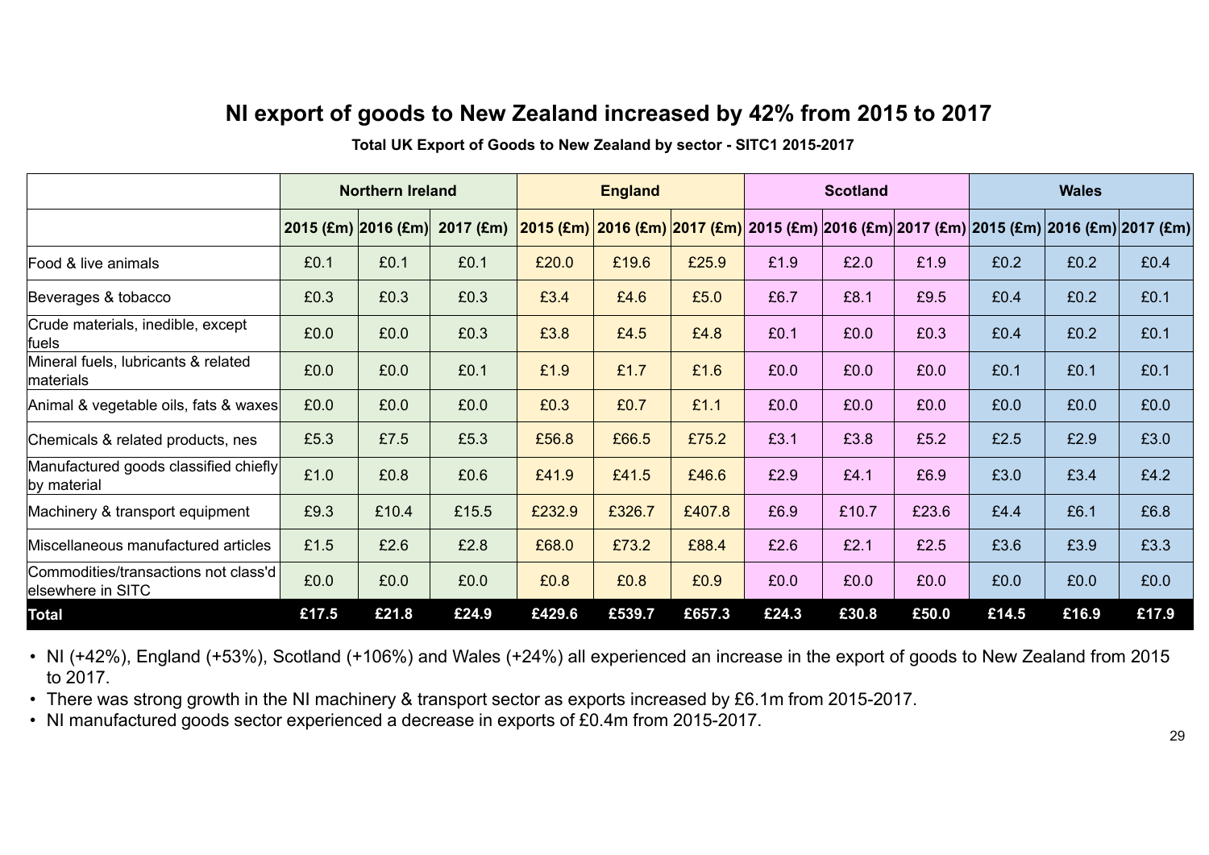# NI export of goods to New Zealand increased by 42% from 2015 to 2017

**Total UK Export of Goods to New Zealand by sector - SITC1 2015-2017**

| | Northern Ireland | | | England | | | Scotland | | | Wales | | |
|---|---|---|---|---|---|---|---|---|---|---|---|---|
| | 2015 (£m) | 2016 (£m) | 2017 (£m) | 2015 (£m) | 2016 (£m) | 2017 (£m) | 2015 (£m) | 2016 (£m) | 2017 (£m) | 2015 (£m) | 2016 (£m) | 2017 (£m) |
| Food & live animals | £0.1 | £0.1 | £0.1 | £20.0 | £19.6 | £25.9 | £1.9 | £2.0 | £1.9 | £0.2 | £0.2 | £0.4 |
| Beverages & tobacco | £0.3 | £0.3 | £0.3 | £3.4 | £4.6 | £5.0 | £6.7 | £8.1 | £9.5 | £0.4 | £0.2 | £0.1 |
| Crude materials, inedible, except fuels | £0.0 | £0.0 | £0.3 | £3.8 | £4.5 | £4.8 | £0.1 | £0.0 | £0.3 | £0.4 | £0.2 | £0.1 |
| Mineral fuels, lubricants & related materials | £0.0 | £0.0 | £0.1 | £1.9 | £1.7 | £1.6 | £0.0 | £0.0 | £0.0 | £0.1 | £0.1 | £0.1 |
| Animal & vegetable oils, fats & waxes | £0.0 | £0.0 | £0.0 | £0.3 | £0.7 | £1.1 | £0.0 | £0.0 | £0.0 | £0.0 | £0.0 | £0.0 |
| Chemicals & related products, nes | £5.3 | £7.5 | £5.3 | £56.8 | £66.5 | £75.2 | £3.1 | £3.8 | £5.2 | £2.5 | £2.9 | £3.0 |
| Manufactured goods classified chiefly by material | £1.0 | £0.8 | £0.6 | £41.9 | £41.5 | £46.6 | £2.9 | £4.1 | £6.9 | £3.0 | £3.4 | £4.2 |
| Machinery & transport equipment | £9.3 | £10.4 | £15.5 | £232.9 | £326.7 | £407.8 | £6.9 | £10.7 | £23.6 | £4.4 | £6.1 | £6.8 |
| Miscellaneous manufactured articles | £1.5 | £2.6 | £2.8 | £68.0 | £73.2 | £88.4 | £2.6 | £2.1 | £2.5 | £3.6 | £3.9 | £3.3 |
| Commodities/transactions not class'd elsewhere in SITC | £0.0 | £0.0 | £0.0 | £0.8 | £0.8 | £0.9 | £0.0 | £0.0 | £0.0 | £0.0 | £0.0 | £0.0 |
| **Total** | **£17.5** | **£21.8** | **£24.9** | **£429.6** | **£539.7** | **£657.3** | **£24.3** | **£30.8** | **£50.0** | **£14.5** | **£16.9** | **£17.9** |

- NI (+42%), England (+53%), Scotland (+106%) and Wales (+24%) all experienced an increase in the export of goods to New Zealand from 2015 to 2017.
- There was strong growth in the NI machinery & transport sector as exports increased by £6.1m from 2015-2017.
- NI manufactured goods sector experienced a decrease in exports of £0.4m from 2015-2017.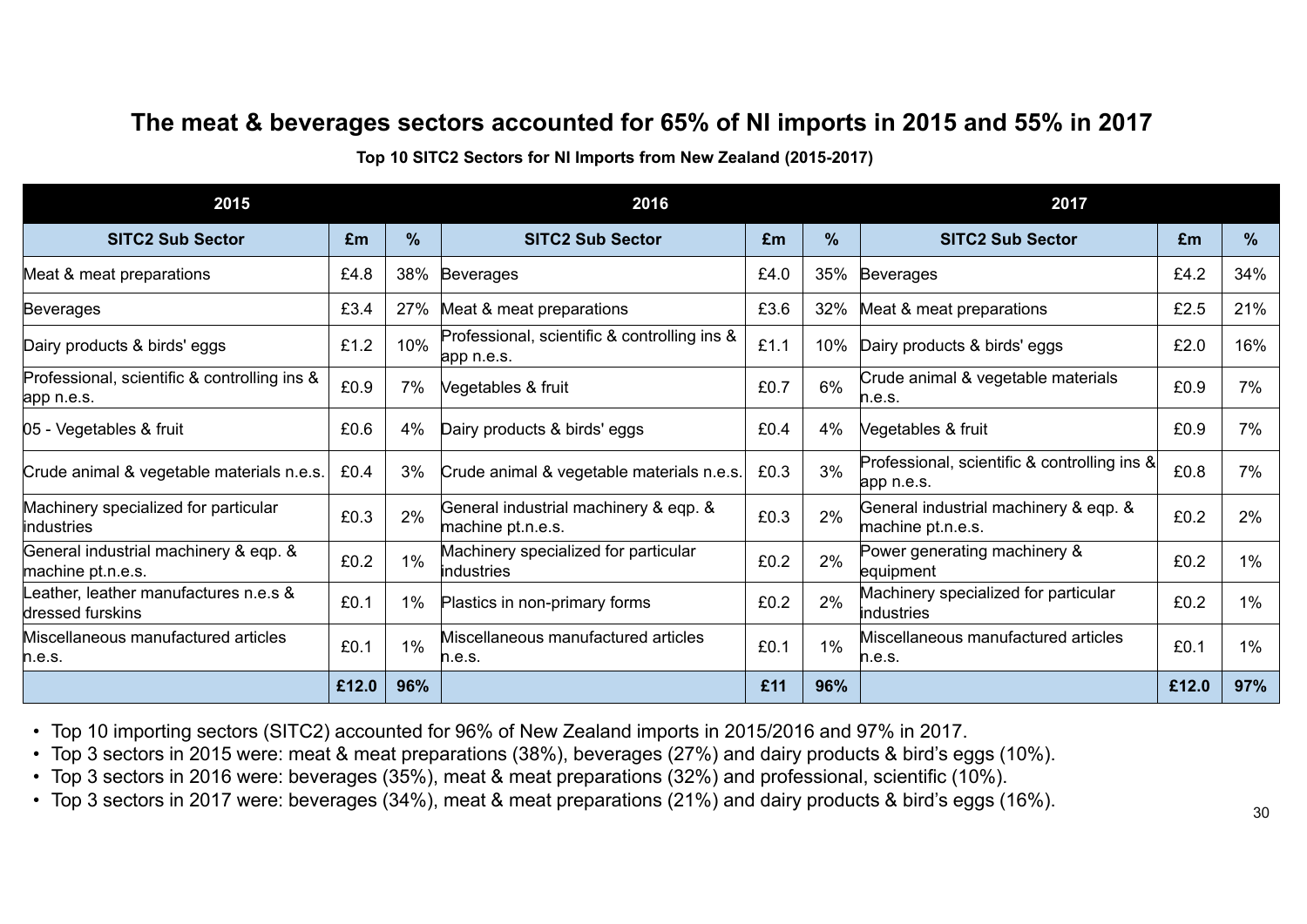## The meat & beverages sectors accounted for 65% of NI imports in 2015 and 55% in 2017

**Top 10 SITC2 Sectors for NI Imports from New Zealand (2015-2017)**

| 2015 | | | 2016 | | | 2017 | | |
|---|---|---|---|---|---|---|---|---|
| **SITC2 Sub Sector** | **£m** | **%** | **SITC2 Sub Sector** | **£m** | **%** | **SITC2 Sub Sector** | **£m** | **%** |
| Meat & meat preparations | £4.8 | 38% | Beverages | £4.0 | 35% | Beverages | £4.2 | 34% |
| Beverages | £3.4 | 27% | Meat & meat preparations | £3.6 | 32% | Meat & meat preparations | £2.5 | 21% |
| Dairy products & birds' eggs | £1.2 | 10% | Professional, scientific & controlling ins & app n.e.s. | £1.1 | 10% | Dairy products & birds' eggs | £2.0 | 16% |
| Professional, scientific & controlling ins & app n.e.s. | £0.9 | 7% | Vegetables & fruit | £0.7 | 6% | Crude animal & vegetable materials n.e.s. | £0.9 | 7% |
| 05 - Vegetables & fruit | £0.6 | 4% | Dairy products & birds' eggs | £0.4 | 4% | Vegetables & fruit | £0.9 | 7% |
| Crude animal & vegetable materials n.e.s. | £0.4 | 3% | Crude animal & vegetable materials n.e.s. | £0.3 | 3% | Professional, scientific & controlling ins & app n.e.s. | £0.8 | 7% |
| Machinery specialized for particular industries | £0.3 | 2% | General industrial machinery & eqp. & machine pt.n.e.s. | £0.3 | 2% | General industrial machinery & eqp. & machine pt.n.e.s. | £0.2 | 2% |
| General industrial machinery & eqp. & machine pt.n.e.s. | £0.2 | 1% | Machinery specialized for particular industries | £0.2 | 2% | Power generating machinery & equipment | £0.2 | 1% |
| Leather, leather manufactures n.e.s & dressed furskins | £0.1 | 1% | Plastics in non-primary forms | £0.2 | 2% | Machinery specialized for particular industries | £0.2 | 1% |
| Miscellaneous manufactured articles n.e.s. | £0.1 | 1% | Miscellaneous manufactured articles n.e.s. | £0.1 | 1% | Miscellaneous manufactured articles n.e.s. | £0.1 | 1% |
| | **£12.0** | **96%** | | **£11** | **96%** | | **£12.0** | **97%** |

- Top 10 importing sectors (SITC2) accounted for 96% of New Zealand imports in 2015/2016 and 97% in 2017.
- Top 3 sectors in 2015 were: meat & meat preparations (38%), beverages (27%) and dairy products & bird's eggs (10%).
- Top 3 sectors in 2016 were: beverages (35%), meat & meat preparations (32%) and professional, scientific (10%).
- Top 3 sectors in 2017 were: beverages (34%), meat & meat preparations (21%) and dairy products & bird's eggs (16%).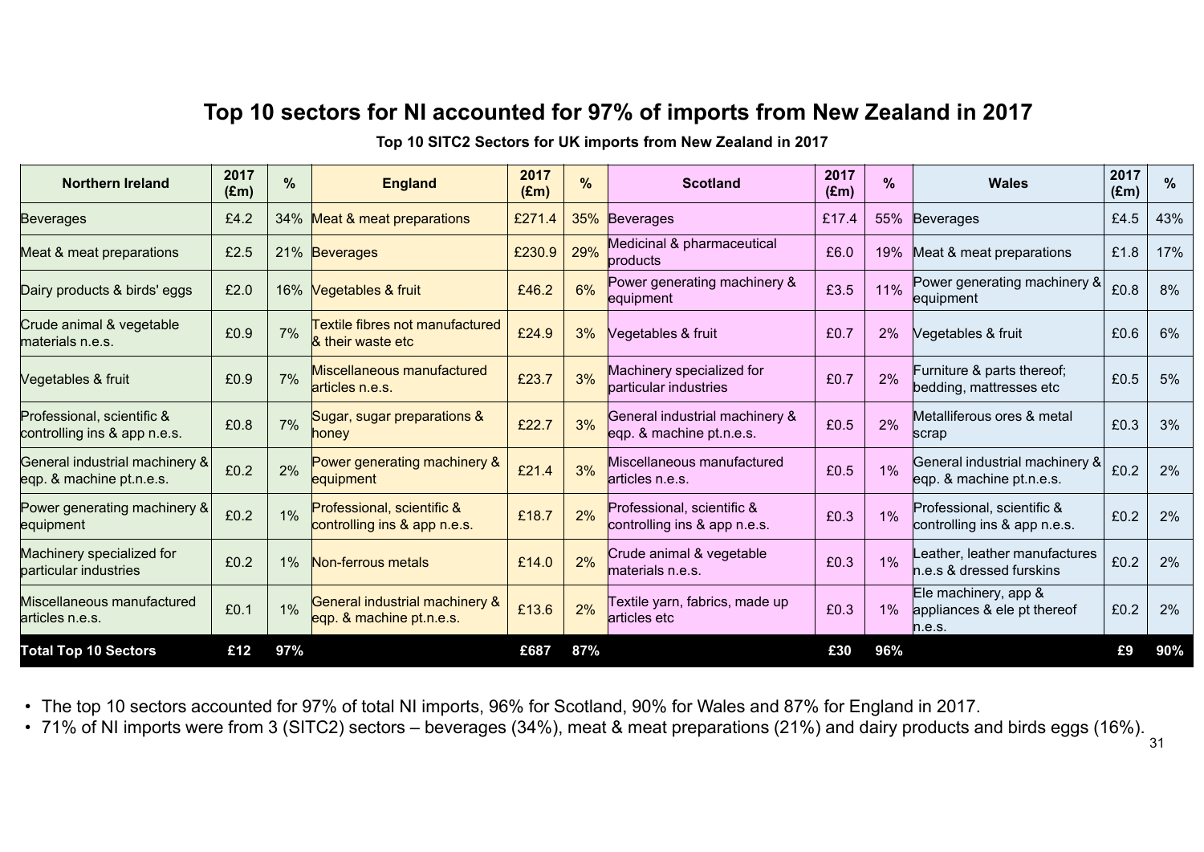# Top 10 sectors for NI accounted for 97% of imports from New Zealand in 2017

**Top 10 SITC2 Sectors for UK imports from New Zealand in 2017**

| Northern Ireland | 2017 (£m) | % | England | 2017 (£m) | % | Scotland | 2017 (£m) | % | Wales | 2017 (£m) | % |
|---|---|---|---|---|---|---|---|---|---|---|---|
| Beverages | £4.2 | 34% | Meat & meat preparations | £271.4 | 35% | Beverages | £17.4 | 55% | Beverages | £4.5 | 43% |
| Meat & meat preparations | £2.5 | 21% | Beverages | £230.9 | 29% | Medicinal & pharmaceutical products | £6.0 | 19% | Meat & meat preparations | £1.8 | 17% |
| Dairy products & birds' eggs | £2.0 | 16% | Vegetables & fruit | £46.2 | 6% | Power generating machinery & equipment | £3.5 | 11% | Power generating machinery & equipment | £0.8 | 8% |
| Crude animal & vegetable materials n.e.s. | £0.9 | 7% | Textile fibres not manufactured & their waste etc | £24.9 | 3% | Vegetables & fruit | £0.7 | 2% | Vegetables & fruit | £0.6 | 6% |
| Vegetables & fruit | £0.9 | 7% | Miscellaneous manufactured articles n.e.s. | £23.7 | 3% | Machinery specialized for particular industries | £0.7 | 2% | Furniture & parts thereof; bedding, mattresses etc | £0.5 | 5% |
| Professional, scientific & controlling ins & app n.e.s. | £0.8 | 7% | Sugar, sugar preparations & honey | £22.7 | 3% | General industrial machinery & eqp. & machine pt.n.e.s. | £0.5 | 2% | Metalliferous ores & metal scrap | £0.3 | 3% |
| General industrial machinery & eqp. & machine pt.n.e.s. | £0.2 | 2% | Power generating machinery & equipment | £21.4 | 3% | Miscellaneous manufactured articles n.e.s. | £0.5 | 1% | General industrial machinery & eqp. & machine pt.n.e.s. | £0.2 | 2% |
| Power generating machinery & equipment | £0.2 | 1% | Professional, scientific & controlling ins & app n.e.s. | £18.7 | 2% | Professional, scientific & controlling ins & app n.e.s. | £0.3 | 1% | Professional, scientific & controlling ins & app n.e.s. | £0.2 | 2% |
| Machinery specialized for particular industries | £0.2 | 1% | Non-ferrous metals | £14.0 | 2% | Crude animal & vegetable materials n.e.s. | £0.3 | 1% | Leather, leather manufactures n.e.s & dressed furskins | £0.2 | 2% |
| Miscellaneous manufactured articles n.e.s. | £0.1 | 1% | General industrial machinery & eqp. & machine pt.n.e.s. | £13.6 | 2% | Textile yarn, fabrics, made up articles etc | £0.3 | 1% | Ele machinery, app & appliances & ele pt thereof n.e.s. | £0.2 | 2% |
| **Total Top 10 Sectors** | **£12** | **97%** | | **£687** | **87%** | | **£30** | **96%** | | **£9** | **90%** |

- The top 10 sectors accounted for 97% of total NI imports, 96% for Scotland, 90% for Wales and 87% for England in 2017.
- 71% of NI imports were from 3 (SITC2) sectors – beverages (34%), meat & meat preparations (21%) and dairy products and birds eggs (16%).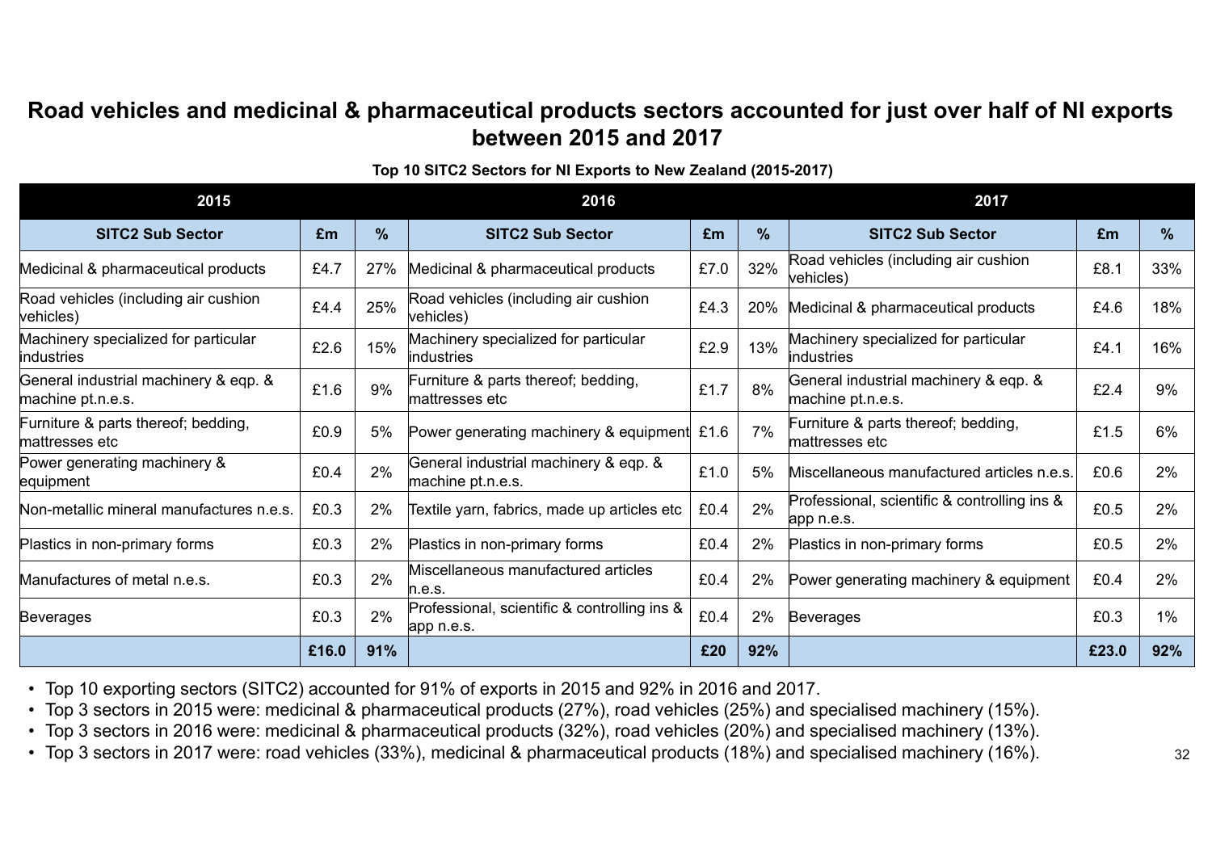## Road vehicles and medicinal & pharmaceutical products sectors accounted for just over half of NI exports between 2015 and 2017

**Top 10 SITC2 Sectors for NI Exports to New Zealand (2015-2017)**

| 2015 | | | 2016 | | | 2017 | | |
|---|---|---|---|---|---|---|---|---|
| **SITC2 Sub Sector** | **£m** | **%** | **SITC2 Sub Sector** | **£m** | **%** | **SITC2 Sub Sector** | **£m** | **%** |
| Medicinal & pharmaceutical products | £4.7 | 27% | Medicinal & pharmaceutical products | £7.0 | 32% | Road vehicles (including air cushion vehicles) | £8.1 | 33% |
| Road vehicles (including air cushion vehicles) | £4.4 | 25% | Road vehicles (including air cushion vehicles) | £4.3 | 20% | Medicinal & pharmaceutical products | £4.6 | 18% |
| Machinery specialized for particular industries | £2.6 | 15% | Machinery specialized for particular industries | £2.9 | 13% | Machinery specialized for particular industries | £4.1 | 16% |
| General industrial machinery & eqp. & machine pt.n.e.s. | £1.6 | 9% | Furniture & parts thereof; bedding, mattresses etc | £1.7 | 8% | General industrial machinery & eqp. & machine pt.n.e.s. | £2.4 | 9% |
| Furniture & parts thereof; bedding, mattresses etc | £0.9 | 5% | Power generating machinery & equipment | £1.6 | 7% | Furniture & parts thereof; bedding, mattresses etc | £1.5 | 6% |
| Power generating machinery & equipment | £0.4 | 2% | General industrial machinery & eqp. & machine pt.n.e.s. | £1.0 | 5% | Miscellaneous manufactured articles n.e.s. | £0.6 | 2% |
| Non-metallic mineral manufactures n.e.s. | £0.3 | 2% | Textile yarn, fabrics, made up articles etc | £0.4 | 2% | Professional, scientific & controlling ins & app n.e.s. | £0.5 | 2% |
| Plastics in non-primary forms | £0.3 | 2% | Plastics in non-primary forms | £0.4 | 2% | Plastics in non-primary forms | £0.5 | 2% |
| Manufactures of metal n.e.s. | £0.3 | 2% | Miscellaneous manufactured articles n.e.s. | £0.4 | 2% | Power generating machinery & equipment | £0.4 | 2% |
| Beverages | £0.3 | 2% | Professional, scientific & controlling ins & app n.e.s. | £0.4 | 2% | Beverages | £0.3 | 1% |
| | **£16.0** | **91%** | | **£20** | **92%** | | **£23.0** | **92%** |

- Top 10 exporting sectors (SITC2) accounted for 91% of exports in 2015 and 92% in 2016 and 2017.
- Top 3 sectors in 2015 were: medicinal & pharmaceutical products (27%), road vehicles (25%) and specialised machinery (15%).
- Top 3 sectors in 2016 were: medicinal & pharmaceutical products (32%), road vehicles (20%) and specialised machinery (13%).
- Top 3 sectors in 2017 were: road vehicles (33%), medicinal & pharmaceutical products (18%) and specialised machinery (16%).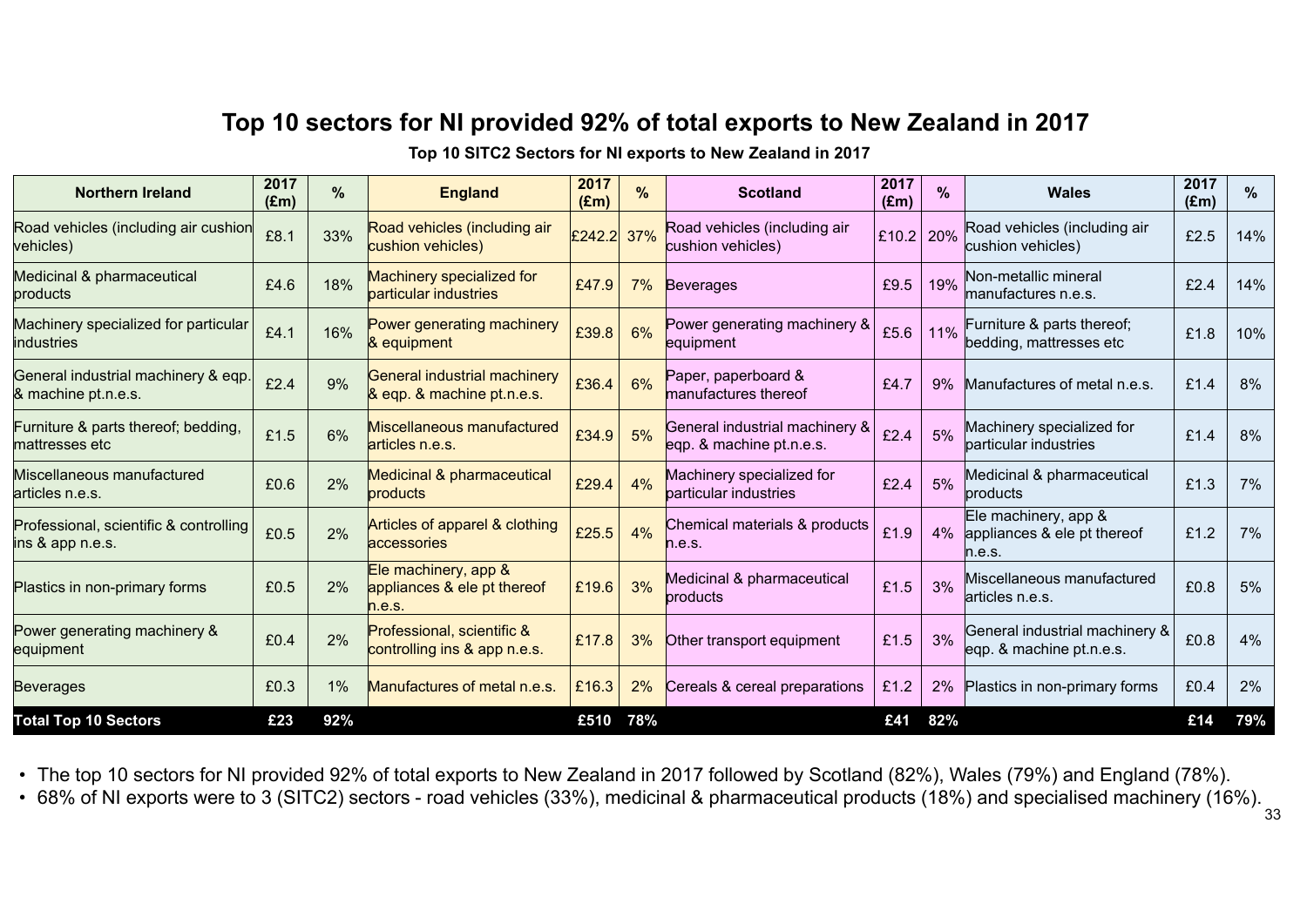# Top 10 sectors for NI provided 92% of total exports to New Zealand in 2017

### Top 10 SITC2 Sectors for NI exports to New Zealand in 2017

| Northern Ireland | 2017 (£m) | % | England | 2017 (£m) | % | Scotland | 2017 (£m) | % | Wales | 2017 (£m) | % |
|---|---|---|---|---|---|---|---|---|---|---|---|
| Road vehicles (including air cushion vehicles) | £8.1 | 33% | Road vehicles (including air cushion vehicles) | £242.2 | 37% | Road vehicles (including air cushion vehicles) | £10.2 | 20% | Road vehicles (including air cushion vehicles) | £2.5 | 14% |
| Medicinal & pharmaceutical products | £4.6 | 18% | Machinery specialized for particular industries | £47.9 | 7% | Beverages | £9.5 | 19% | Non-metallic mineral manufactures n.e.s. | £2.4 | 14% |
| Machinery specialized for particular industries | £4.1 | 16% | Power generating machinery & equipment | £39.8 | 6% | Power generating machinery & equipment | £5.6 | 11% | Furniture & parts thereof; bedding, mattresses etc | £1.8 | 10% |
| General industrial machinery & eqp. & machine pt.n.e.s. | £2.4 | 9% | General industrial machinery & eqp. & machine pt.n.e.s. | £36.4 | 6% | Paper, paperboard & manufactures thereof | £4.7 | 9% | Manufactures of metal n.e.s. | £1.4 | 8% |
| Furniture & parts thereof; bedding, mattresses etc | £1.5 | 6% | Miscellaneous manufactured articles n.e.s. | £34.9 | 5% | General industrial machinery & eqp. & machine pt.n.e.s. | £2.4 | 5% | Machinery specialized for particular industries | £1.4 | 8% |
| Miscellaneous manufactured articles n.e.s. | £0.6 | 2% | Medicinal & pharmaceutical products | £29.4 | 4% | Machinery specialized for particular industries | £2.4 | 5% | Medicinal & pharmaceutical products | £1.3 | 7% |
| Professional, scientific & controlling ins & app n.e.s. | £0.5 | 2% | Articles of apparel & clothing accessories | £25.5 | 4% | Chemical materials & products n.e.s. | £1.9 | 4% | Ele machinery, app & appliances & ele pt thereof n.e.s. | £1.2 | 7% |
| Plastics in non-primary forms | £0.5 | 2% | Ele machinery, app & appliances & ele pt thereof n.e.s. | £19.6 | 3% | Medicinal & pharmaceutical products | £1.5 | 3% | Miscellaneous manufactured articles n.e.s. | £0.8 | 5% |
| Power generating machinery & equipment | £0.4 | 2% | Professional, scientific & controlling ins & app n.e.s. | £17.8 | 3% | Other transport equipment | £1.5 | 3% | General industrial machinery & eqp. & machine pt.n.e.s. | £0.8 | 4% |
| Beverages | £0.3 | 1% | Manufactures of metal n.e.s. | £16.3 | 2% | Cereals & cereal preparations | £1.2 | 2% | Plastics in non-primary forms | £0.4 | 2% |
| **Total Top 10 Sectors** | **£23** | **92%** | | **£510** | **78%** | | **£41** | **82%** | | **£14** | **79%** |

- The top 10 sectors for NI provided 92% of total exports to New Zealand in 2017 followed by Scotland (82%), Wales (79%) and England (78%).
- 68% of NI exports were to 3 (SITC2) sectors - road vehicles (33%), medicinal & pharmaceutical products (18%) and specialised machinery (16%).